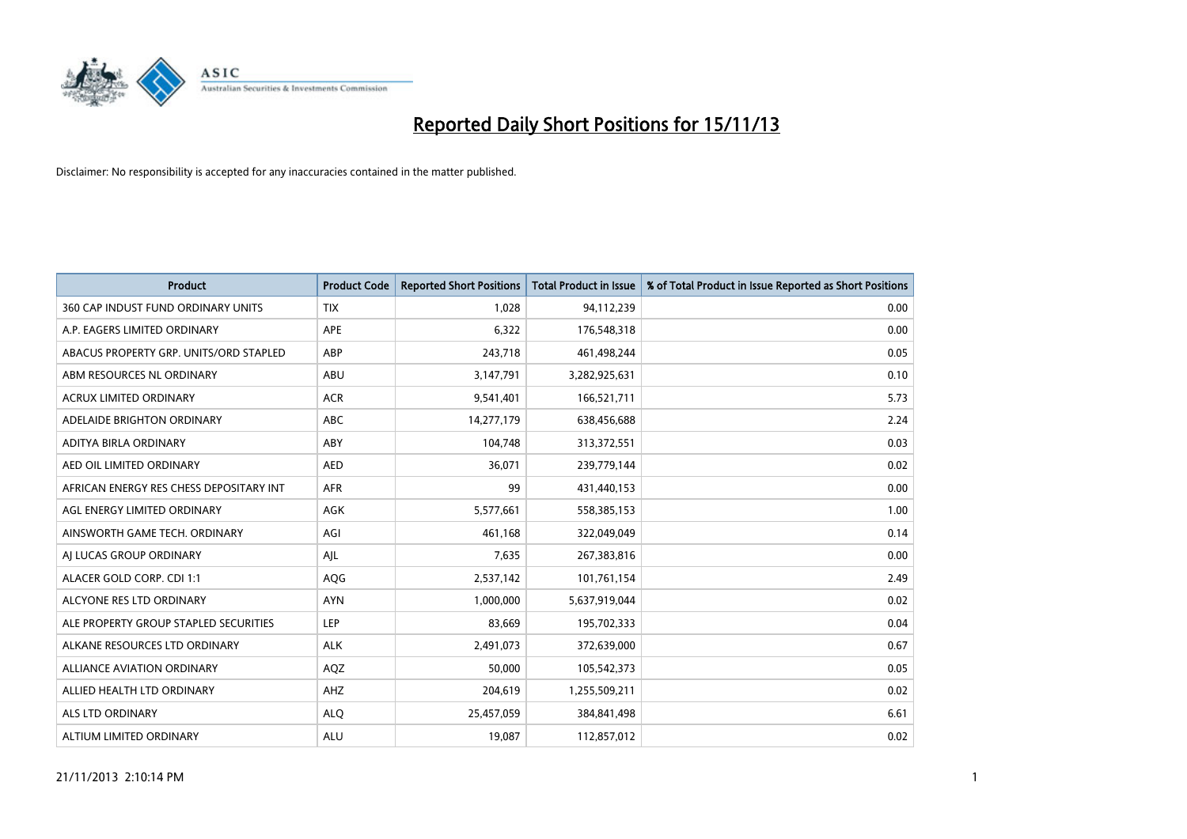# Reported Daily Short Positions for 15/11/13

Disclaimer: No responsibility is accepted for any inaccuracies contained in the matter published.

| Product | Product Code | Reported Short Positions | Total Product in Issue | % of Total Product in Issue Reported as Short Positions |
|---|---|---|---|---|
| 360 CAP INDUST FUND ORDINARY UNITS | TIX | 1,028 | 94,112,239 | 0.00 |
| A.P. EAGERS LIMITED ORDINARY | APE | 6,322 | 176,548,318 | 0.00 |
| ABACUS PROPERTY GRP. UNITS/ORD STAPLED | ABP | 243,718 | 461,498,244 | 0.05 |
| ABM RESOURCES NL ORDINARY | ABU | 3,147,791 | 3,282,925,631 | 0.10 |
| ACRUX LIMITED ORDINARY | ACR | 9,541,401 | 166,521,711 | 5.73 |
| ADELAIDE BRIGHTON ORDINARY | ABC | 14,277,179 | 638,456,688 | 2.24 |
| ADITYA BIRLA ORDINARY | ABY | 104,748 | 313,372,551 | 0.03 |
| AED OIL LIMITED ORDINARY | AED | 36,071 | 239,779,144 | 0.02 |
| AFRICAN ENERGY RES CHESS DEPOSITARY INT | AFR | 99 | 431,440,153 | 0.00 |
| AGL ENERGY LIMITED ORDINARY | AGK | 5,577,661 | 558,385,153 | 1.00 |
| AINSWORTH GAME TECH. ORDINARY | AGI | 461,168 | 322,049,049 | 0.14 |
| AJ LUCAS GROUP ORDINARY | AJL | 7,635 | 267,383,816 | 0.00 |
| ALACER GOLD CORP. CDI 1:1 | AQG | 2,537,142 | 101,761,154 | 2.49 |
| ALCYONE RES LTD ORDINARY | AYN | 1,000,000 | 5,637,919,044 | 0.02 |
| ALE PROPERTY GROUP STAPLED SECURITIES | LEP | 83,669 | 195,702,333 | 0.04 |
| ALKANE RESOURCES LTD ORDINARY | ALK | 2,491,073 | 372,639,000 | 0.67 |
| ALLIANCE AVIATION ORDINARY | AQZ | 50,000 | 105,542,373 | 0.05 |
| ALLIED HEALTH LTD ORDINARY | AHZ | 204,619 | 1,255,509,211 | 0.02 |
| ALS LTD ORDINARY | ALQ | 25,457,059 | 384,841,498 | 6.61 |
| ALTIUM LIMITED ORDINARY | ALU | 19,087 | 112,857,012 | 0.02 |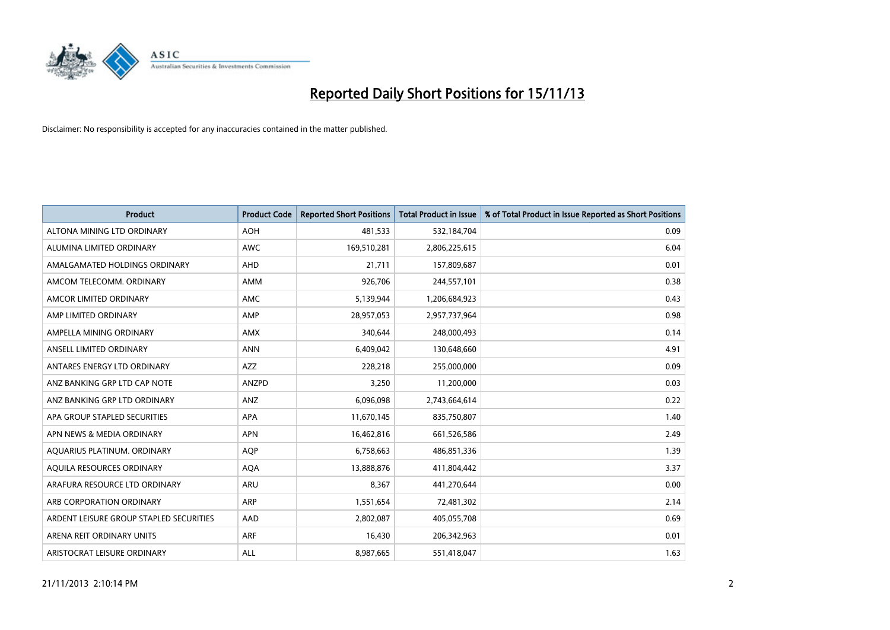# Reported Daily Short Positions for 15/11/13

Disclaimer: No responsibility is accepted for any inaccuracies contained in the matter published.

| Product | Product Code | Reported Short Positions | Total Product in Issue | % of Total Product in Issue Reported as Short Positions |
|---|---|---|---|---|
| ALTONA MINING LTD ORDINARY | AOH | 481,533 | 532,184,704 | 0.09 |
| ALUMINA LIMITED ORDINARY | AWC | 169,510,281 | 2,806,225,615 | 6.04 |
| AMALGAMATED HOLDINGS ORDINARY | AHD | 21,711 | 157,809,687 | 0.01 |
| AMCOM TELECOMM. ORDINARY | AMM | 926,706 | 244,557,101 | 0.38 |
| AMCOR LIMITED ORDINARY | AMC | 5,139,944 | 1,206,684,923 | 0.43 |
| AMP LIMITED ORDINARY | AMP | 28,957,053 | 2,957,737,964 | 0.98 |
| AMPELLA MINING ORDINARY | AMX | 340,644 | 248,000,493 | 0.14 |
| ANSELL LIMITED ORDINARY | ANN | 6,409,042 | 130,648,660 | 4.91 |
| ANTARES ENERGY LTD ORDINARY | AZZ | 228,218 | 255,000,000 | 0.09 |
| ANZ BANKING GRP LTD CAP NOTE | ANZPD | 3,250 | 11,200,000 | 0.03 |
| ANZ BANKING GRP LTD ORDINARY | ANZ | 6,096,098 | 2,743,664,614 | 0.22 |
| APA GROUP STAPLED SECURITIES | APA | 11,670,145 | 835,750,807 | 1.40 |
| APN NEWS & MEDIA ORDINARY | APN | 16,462,816 | 661,526,586 | 2.49 |
| AQUARIUS PLATINUM. ORDINARY | AQP | 6,758,663 | 486,851,336 | 1.39 |
| AQUILA RESOURCES ORDINARY | AQA | 13,888,876 | 411,804,442 | 3.37 |
| ARAFURA RESOURCE LTD ORDINARY | ARU | 8,367 | 441,270,644 | 0.00 |
| ARB CORPORATION ORDINARY | ARP | 1,551,654 | 72,481,302 | 2.14 |
| ARDENT LEISURE GROUP STAPLED SECURITIES | AAD | 2,802,087 | 405,055,708 | 0.69 |
| ARENA REIT ORDINARY UNITS | ARF | 16,430 | 206,342,963 | 0.01 |
| ARISTOCRAT LEISURE ORDINARY | ALL | 8,987,665 | 551,418,047 | 1.63 |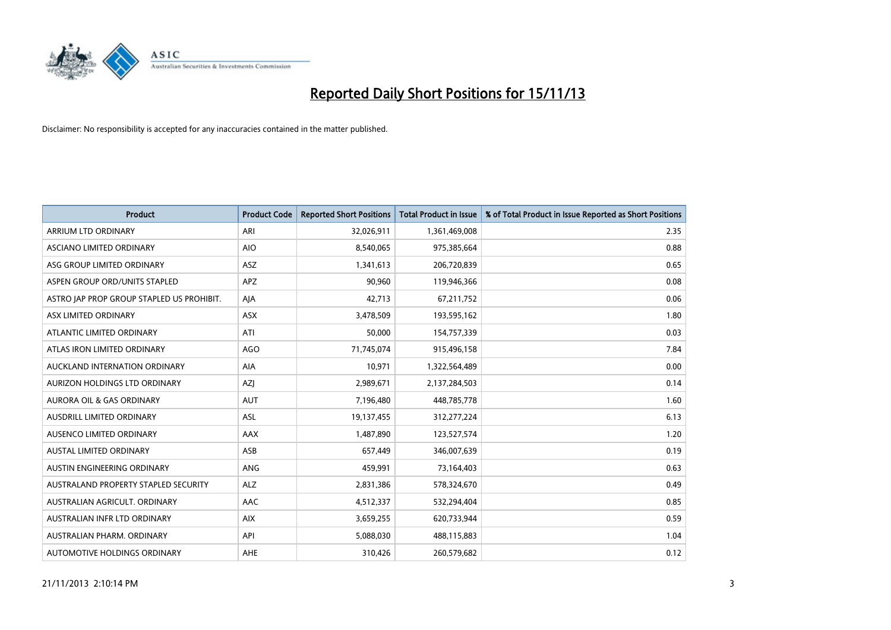# Reported Daily Short Positions for 15/11/13

Disclaimer: No responsibility is accepted for any inaccuracies contained in the matter published.

| Product | Product Code | Reported Short Positions | Total Product in Issue | % of Total Product in Issue Reported as Short Positions |
|---|---|---|---|---|
| ARRIUM LTD ORDINARY | ARI | 32,026,911 | 1,361,469,008 | 2.35 |
| ASCIANO LIMITED ORDINARY | AIO | 8,540,065 | 975,385,664 | 0.88 |
| ASG GROUP LIMITED ORDINARY | ASZ | 1,341,613 | 206,720,839 | 0.65 |
| ASPEN GROUP ORD/UNITS STAPLED | APZ | 90,960 | 119,946,366 | 0.08 |
| ASTRO JAP PROP GROUP STAPLED US PROHIBIT. | AJA | 42,713 | 67,211,752 | 0.06 |
| ASX LIMITED ORDINARY | ASX | 3,478,509 | 193,595,162 | 1.80 |
| ATLANTIC LIMITED ORDINARY | ATI | 50,000 | 154,757,339 | 0.03 |
| ATLAS IRON LIMITED ORDINARY | AGO | 71,745,074 | 915,496,158 | 7.84 |
| AUCKLAND INTERNATION ORDINARY | AIA | 10,971 | 1,322,564,489 | 0.00 |
| AURIZON HOLDINGS LTD ORDINARY | AZJ | 2,989,671 | 2,137,284,503 | 0.14 |
| AURORA OIL & GAS ORDINARY | AUT | 7,196,480 | 448,785,778 | 1.60 |
| AUSDRILL LIMITED ORDINARY | ASL | 19,137,455 | 312,277,224 | 6.13 |
| AUSENCO LIMITED ORDINARY | AAX | 1,487,890 | 123,527,574 | 1.20 |
| AUSTAL LIMITED ORDINARY | ASB | 657,449 | 346,007,639 | 0.19 |
| AUSTIN ENGINEERING ORDINARY | ANG | 459,991 | 73,164,403 | 0.63 |
| AUSTRALAND PROPERTY STAPLED SECURITY | ALZ | 2,831,386 | 578,324,670 | 0.49 |
| AUSTRALIAN AGRICULT. ORDINARY | AAC | 4,512,337 | 532,294,404 | 0.85 |
| AUSTRALIAN INFR LTD ORDINARY | AIX | 3,659,255 | 620,733,944 | 0.59 |
| AUSTRALIAN PHARM. ORDINARY | API | 5,088,030 | 488,115,883 | 1.04 |
| AUTOMOTIVE HOLDINGS ORDINARY | AHE | 310,426 | 260,579,682 | 0.12 |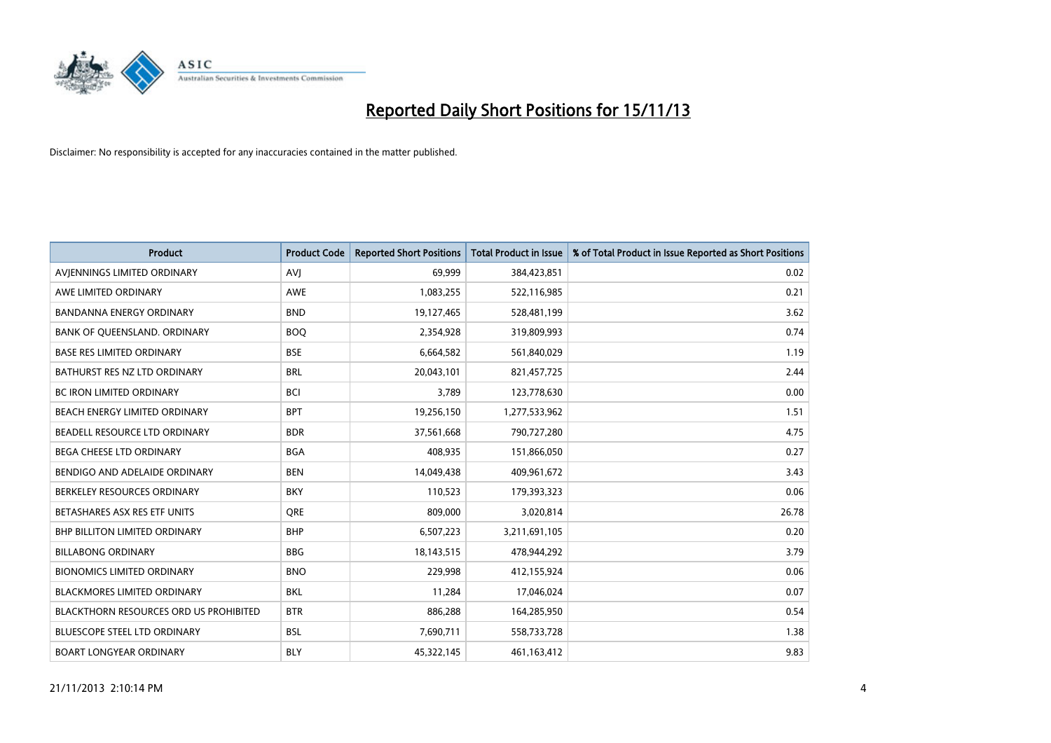# Reported Daily Short Positions for 15/11/13

Disclaimer: No responsibility is accepted for any inaccuracies contained in the matter published.

| Product | Product Code | Reported Short Positions | Total Product in Issue | % of Total Product in Issue Reported as Short Positions |
|---|---|---|---|---|
| AVJENNINGS LIMITED ORDINARY | AVJ | 69,999 | 384,423,851 | 0.02 |
| AWE LIMITED ORDINARY | AWE | 1,083,255 | 522,116,985 | 0.21 |
| BANDANNA ENERGY ORDINARY | BND | 19,127,465 | 528,481,199 | 3.62 |
| BANK OF QUEENSLAND. ORDINARY | BOQ | 2,354,928 | 319,809,993 | 0.74 |
| BASE RES LIMITED ORDINARY | BSE | 6,664,582 | 561,840,029 | 1.19 |
| BATHURST RES NZ LTD ORDINARY | BRL | 20,043,101 | 821,457,725 | 2.44 |
| BC IRON LIMITED ORDINARY | BCI | 3,789 | 123,778,630 | 0.00 |
| BEACH ENERGY LIMITED ORDINARY | BPT | 19,256,150 | 1,277,533,962 | 1.51 |
| BEADELL RESOURCE LTD ORDINARY | BDR | 37,561,668 | 790,727,280 | 4.75 |
| BEGA CHEESE LTD ORDINARY | BGA | 408,935 | 151,866,050 | 0.27 |
| BENDIGO AND ADELAIDE ORDINARY | BEN | 14,049,438 | 409,961,672 | 3.43 |
| BERKELEY RESOURCES ORDINARY | BKY | 110,523 | 179,393,323 | 0.06 |
| BETASHARES ASX RES ETF UNITS | QRE | 809,000 | 3,020,814 | 26.78 |
| BHP BILLITON LIMITED ORDINARY | BHP | 6,507,223 | 3,211,691,105 | 0.20 |
| BILLABONG ORDINARY | BBG | 18,143,515 | 478,944,292 | 3.79 |
| BIONOMICS LIMITED ORDINARY | BNO | 229,998 | 412,155,924 | 0.06 |
| BLACKMORES LIMITED ORDINARY | BKL | 11,284 | 17,046,024 | 0.07 |
| BLACKTHORN RESOURCES ORD US PROHIBITED | BTR | 886,288 | 164,285,950 | 0.54 |
| BLUESCOPE STEEL LTD ORDINARY | BSL | 7,690,711 | 558,733,728 | 1.38 |
| BOART LONGYEAR ORDINARY | BLY | 45,322,145 | 461,163,412 | 9.83 |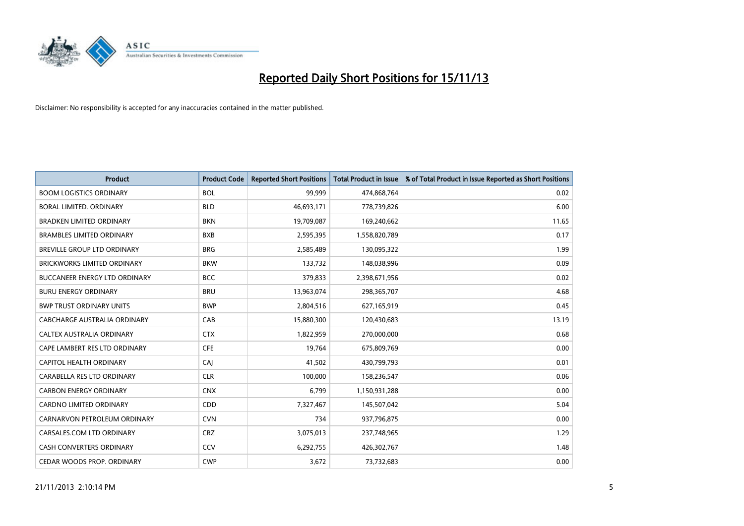# Reported Daily Short Positions for 15/11/13

Disclaimer: No responsibility is accepted for any inaccuracies contained in the matter published.

| Product | Product Code | Reported Short Positions | Total Product in Issue | % of Total Product in Issue Reported as Short Positions |
| --- | --- | --- | --- | --- |
| BOOM LOGISTICS ORDINARY | BOL | 99,999 | 474,868,764 | 0.02 |
| BORAL LIMITED. ORDINARY | BLD | 46,693,171 | 778,739,826 | 6.00 |
| BRADKEN LIMITED ORDINARY | BKN | 19,709,087 | 169,240,662 | 11.65 |
| BRAMBLES LIMITED ORDINARY | BXB | 2,595,395 | 1,558,820,789 | 0.17 |
| BREVILLE GROUP LTD ORDINARY | BRG | 2,585,489 | 130,095,322 | 1.99 |
| BRICKWORKS LIMITED ORDINARY | BKW | 133,732 | 148,038,996 | 0.09 |
| BUCCANEER ENERGY LTD ORDINARY | BCC | 379,833 | 2,398,671,956 | 0.02 |
| BURU ENERGY ORDINARY | BRU | 13,963,074 | 298,365,707 | 4.68 |
| BWP TRUST ORDINARY UNITS | BWP | 2,804,516 | 627,165,919 | 0.45 |
| CABCHARGE AUSTRALIA ORDINARY | CAB | 15,880,300 | 120,430,683 | 13.19 |
| CALTEX AUSTRALIA ORDINARY | CTX | 1,822,959 | 270,000,000 | 0.68 |
| CAPE LAMBERT RES LTD ORDINARY | CFE | 19,764 | 675,809,769 | 0.00 |
| CAPITOL HEALTH ORDINARY | CAJ | 41,502 | 430,799,793 | 0.01 |
| CARABELLA RES LTD ORDINARY | CLR | 100,000 | 158,236,547 | 0.06 |
| CARBON ENERGY ORDINARY | CNX | 6,799 | 1,150,931,288 | 0.00 |
| CARDNO LIMITED ORDINARY | CDD | 7,327,467 | 145,507,042 | 5.04 |
| CARNARVON PETROLEUM ORDINARY | CVN | 734 | 937,796,875 | 0.00 |
| CARSALES.COM LTD ORDINARY | CRZ | 3,075,013 | 237,748,965 | 1.29 |
| CASH CONVERTERS ORDINARY | CCV | 6,292,755 | 426,302,767 | 1.48 |
| CEDAR WOODS PROP. ORDINARY | CWP | 3,672 | 73,732,683 | 0.00 |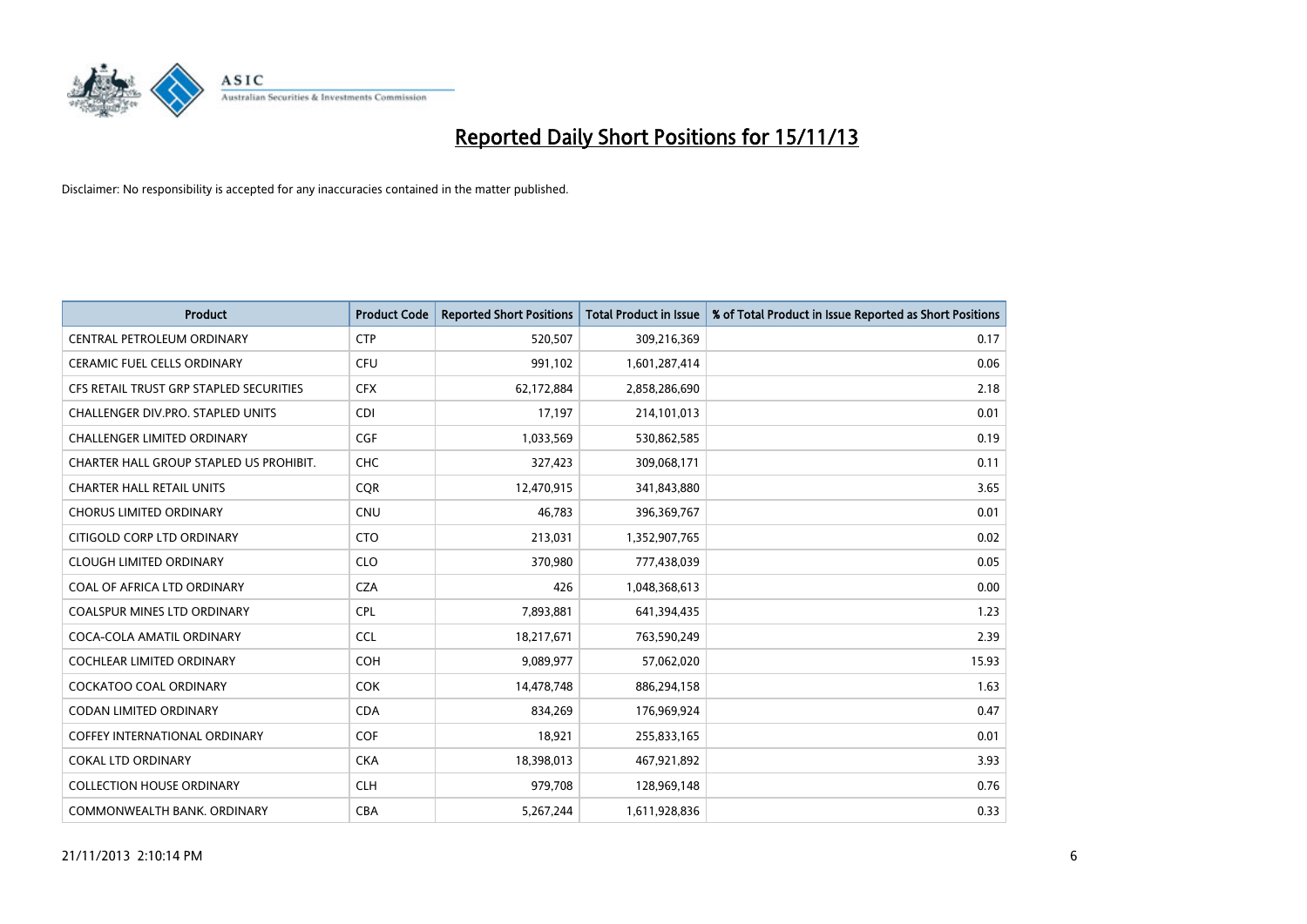# Reported Daily Short Positions for 15/11/13

Disclaimer: No responsibility is accepted for any inaccuracies contained in the matter published.

| Product | Product Code | Reported Short Positions | Total Product in Issue | % of Total Product in Issue Reported as Short Positions |
|---|---|---|---|---|
| CENTRAL PETROLEUM ORDINARY | CTP | 520,507 | 309,216,369 | 0.17 |
| CERAMIC FUEL CELLS ORDINARY | CFU | 991,102 | 1,601,287,414 | 0.06 |
| CFS RETAIL TRUST GRP STAPLED SECURITIES | CFX | 62,172,884 | 2,858,286,690 | 2.18 |
| CHALLENGER DIV.PRO. STAPLED UNITS | CDI | 17,197 | 214,101,013 | 0.01 |
| CHALLENGER LIMITED ORDINARY | CGF | 1,033,569 | 530,862,585 | 0.19 |
| CHARTER HALL GROUP STAPLED US PROHIBIT. | CHC | 327,423 | 309,068,171 | 0.11 |
| CHARTER HALL RETAIL UNITS | CQR | 12,470,915 | 341,843,880 | 3.65 |
| CHORUS LIMITED ORDINARY | CNU | 46,783 | 396,369,767 | 0.01 |
| CITIGOLD CORP LTD ORDINARY | CTO | 213,031 | 1,352,907,765 | 0.02 |
| CLOUGH LIMITED ORDINARY | CLO | 370,980 | 777,438,039 | 0.05 |
| COAL OF AFRICA LTD ORDINARY | CZA | 426 | 1,048,368,613 | 0.00 |
| COALSPUR MINES LTD ORDINARY | CPL | 7,893,881 | 641,394,435 | 1.23 |
| COCA-COLA AMATIL ORDINARY | CCL | 18,217,671 | 763,590,249 | 2.39 |
| COCHLEAR LIMITED ORDINARY | COH | 9,089,977 | 57,062,020 | 15.93 |
| COCKATOO COAL ORDINARY | COK | 14,478,748 | 886,294,158 | 1.63 |
| CODAN LIMITED ORDINARY | CDA | 834,269 | 176,969,924 | 0.47 |
| COFFEY INTERNATIONAL ORDINARY | COF | 18,921 | 255,833,165 | 0.01 |
| COKAL LTD ORDINARY | CKA | 18,398,013 | 467,921,892 | 3.93 |
| COLLECTION HOUSE ORDINARY | CLH | 979,708 | 128,969,148 | 0.76 |
| COMMONWEALTH BANK. ORDINARY | CBA | 5,267,244 | 1,611,928,836 | 0.33 |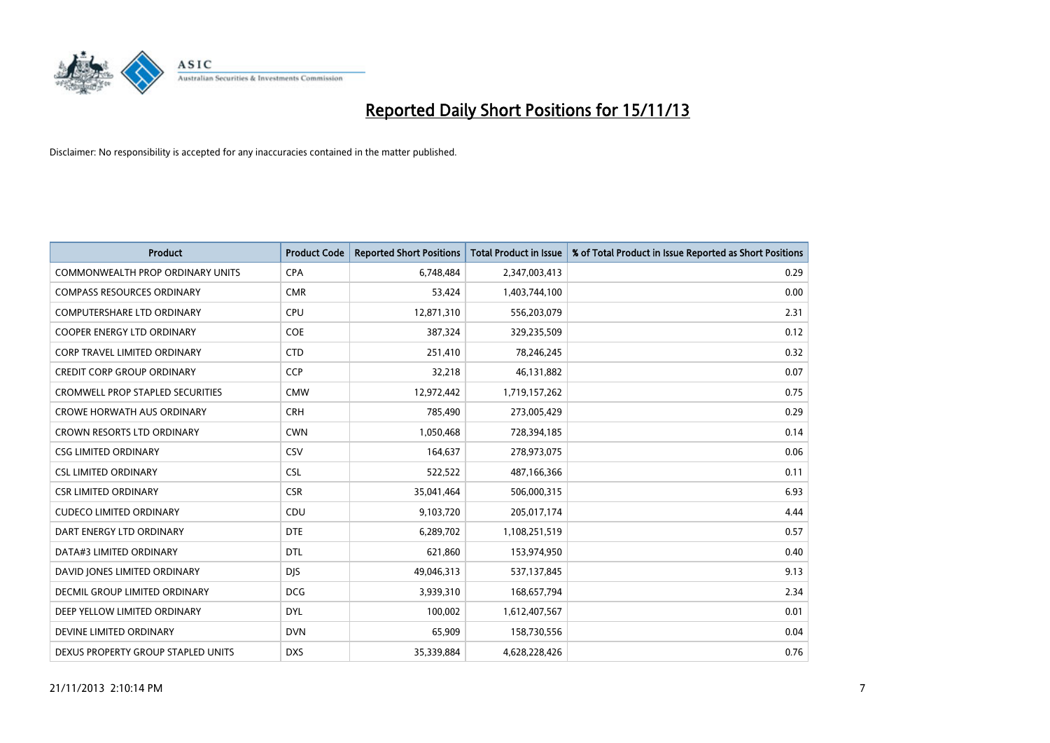# Reported Daily Short Positions for 15/11/13

Disclaimer: No responsibility is accepted for any inaccuracies contained in the matter published.

| Product | Product Code | Reported Short Positions | Total Product in Issue | % of Total Product in Issue Reported as Short Positions |
|---|---|---|---|---|
| COMMONWEALTH PROP ORDINARY UNITS | CPA | 6,748,484 | 2,347,003,413 | 0.29 |
| COMPASS RESOURCES ORDINARY | CMR | 53,424 | 1,403,744,100 | 0.00 |
| COMPUTERSHARE LTD ORDINARY | CPU | 12,871,310 | 556,203,079 | 2.31 |
| COOPER ENERGY LTD ORDINARY | COE | 387,324 | 329,235,509 | 0.12 |
| CORP TRAVEL LIMITED ORDINARY | CTD | 251,410 | 78,246,245 | 0.32 |
| CREDIT CORP GROUP ORDINARY | CCP | 32,218 | 46,131,882 | 0.07 |
| CROMWELL PROP STAPLED SECURITIES | CMW | 12,972,442 | 1,719,157,262 | 0.75 |
| CROWE HORWATH AUS ORDINARY | CRH | 785,490 | 273,005,429 | 0.29 |
| CROWN RESORTS LTD ORDINARY | CWN | 1,050,468 | 728,394,185 | 0.14 |
| CSG LIMITED ORDINARY | CSV | 164,637 | 278,973,075 | 0.06 |
| CSL LIMITED ORDINARY | CSL | 522,522 | 487,166,366 | 0.11 |
| CSR LIMITED ORDINARY | CSR | 35,041,464 | 506,000,315 | 6.93 |
| CUDECO LIMITED ORDINARY | CDU | 9,103,720 | 205,017,174 | 4.44 |
| DART ENERGY LTD ORDINARY | DTE | 6,289,702 | 1,108,251,519 | 0.57 |
| DATA#3 LIMITED ORDINARY | DTL | 621,860 | 153,974,950 | 0.40 |
| DAVID JONES LIMITED ORDINARY | DJS | 49,046,313 | 537,137,845 | 9.13 |
| DECMIL GROUP LIMITED ORDINARY | DCG | 3,939,310 | 168,657,794 | 2.34 |
| DEEP YELLOW LIMITED ORDINARY | DYL | 100,002 | 1,612,407,567 | 0.01 |
| DEVINE LIMITED ORDINARY | DVN | 65,909 | 158,730,556 | 0.04 |
| DEXUS PROPERTY GROUP STAPLED UNITS | DXS | 35,339,884 | 4,628,228,426 | 0.76 |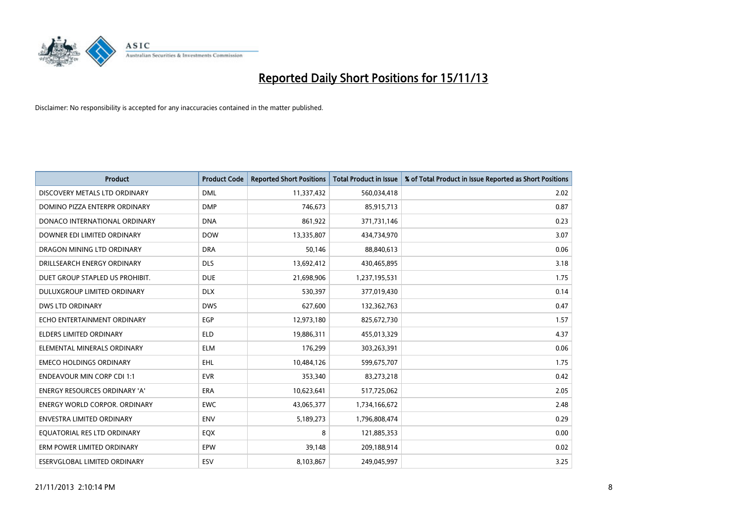# Reported Daily Short Positions for 15/11/13

Disclaimer: No responsibility is accepted for any inaccuracies contained in the matter published.

| Product | Product Code | Reported Short Positions | Total Product in Issue | % of Total Product in Issue Reported as Short Positions |
|---|---|---|---|---|
| DISCOVERY METALS LTD ORDINARY | DML | 11,337,432 | 560,034,418 | 2.02 |
| DOMINO PIZZA ENTERPR ORDINARY | DMP | 746,673 | 85,915,713 | 0.87 |
| DONACO INTERNATIONAL ORDINARY | DNA | 861,922 | 371,731,146 | 0.23 |
| DOWNER EDI LIMITED ORDINARY | DOW | 13,335,807 | 434,734,970 | 3.07 |
| DRAGON MINING LTD ORDINARY | DRA | 50,146 | 88,840,613 | 0.06 |
| DRILLSEARCH ENERGY ORDINARY | DLS | 13,692,412 | 430,465,895 | 3.18 |
| DUET GROUP STAPLED US PROHIBIT. | DUE | 21,698,906 | 1,237,195,531 | 1.75 |
| DULUXGROUP LIMITED ORDINARY | DLX | 530,397 | 377,019,430 | 0.14 |
| DWS LTD ORDINARY | DWS | 627,600 | 132,362,763 | 0.47 |
| ECHO ENTERTAINMENT ORDINARY | EGP | 12,973,180 | 825,672,730 | 1.57 |
| ELDERS LIMITED ORDINARY | ELD | 19,886,311 | 455,013,329 | 4.37 |
| ELEMENTAL MINERALS ORDINARY | ELM | 176,299 | 303,263,391 | 0.06 |
| EMECO HOLDINGS ORDINARY | EHL | 10,484,126 | 599,675,707 | 1.75 |
| ENDEAVOUR MIN CORP CDI 1:1 | EVR | 353,340 | 83,273,218 | 0.42 |
| ENERGY RESOURCES ORDINARY 'A' | ERA | 10,623,641 | 517,725,062 | 2.05 |
| ENERGY WORLD CORPOR. ORDINARY | EWC | 43,065,377 | 1,734,166,672 | 2.48 |
| ENVESTRA LIMITED ORDINARY | ENV | 5,189,273 | 1,796,808,474 | 0.29 |
| EQUATORIAL RES LTD ORDINARY | EQX | 8 | 121,885,353 | 0.00 |
| ERM POWER LIMITED ORDINARY | EPW | 39,148 | 209,188,914 | 0.02 |
| ESERVGLOBAL LIMITED ORDINARY | ESV | 8,103,867 | 249,045,997 | 3.25 |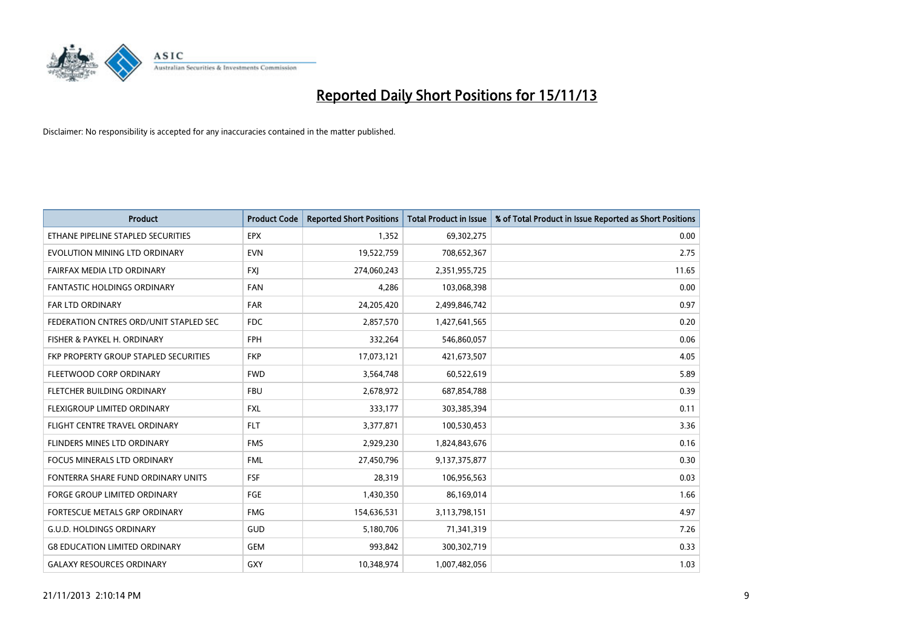# Reported Daily Short Positions for 15/11/13

Disclaimer: No responsibility is accepted for any inaccuracies contained in the matter published.

| Product | Product Code | Reported Short Positions | Total Product in Issue | % of Total Product in Issue Reported as Short Positions |
|---|---|---|---|---|
| ETHANE PIPELINE STAPLED SECURITIES | EPX | 1,352 | 69,302,275 | 0.00 |
| EVOLUTION MINING LTD ORDINARY | EVN | 19,522,759 | 708,652,367 | 2.75 |
| FAIRFAX MEDIA LTD ORDINARY | FXJ | 274,060,243 | 2,351,955,725 | 11.65 |
| FANTASTIC HOLDINGS ORDINARY | FAN | 4,286 | 103,068,398 | 0.00 |
| FAR LTD ORDINARY | FAR | 24,205,420 | 2,499,846,742 | 0.97 |
| FEDERATION CNTRES ORD/UNIT STAPLED SEC | FDC | 2,857,570 | 1,427,641,565 | 0.20 |
| FISHER & PAYKEL H. ORDINARY | FPH | 332,264 | 546,860,057 | 0.06 |
| FKP PROPERTY GROUP STAPLED SECURITIES | FKP | 17,073,121 | 421,673,507 | 4.05 |
| FLEETWOOD CORP ORDINARY | FWD | 3,564,748 | 60,522,619 | 5.89 |
| FLETCHER BUILDING ORDINARY | FBU | 2,678,972 | 687,854,788 | 0.39 |
| FLEXIGROUP LIMITED ORDINARY | FXL | 333,177 | 303,385,394 | 0.11 |
| FLIGHT CENTRE TRAVEL ORDINARY | FLT | 3,377,871 | 100,530,453 | 3.36 |
| FLINDERS MINES LTD ORDINARY | FMS | 2,929,230 | 1,824,843,676 | 0.16 |
| FOCUS MINERALS LTD ORDINARY | FML | 27,450,796 | 9,137,375,877 | 0.30 |
| FONTERRA SHARE FUND ORDINARY UNITS | FSF | 28,319 | 106,956,563 | 0.03 |
| FORGE GROUP LIMITED ORDINARY | FGE | 1,430,350 | 86,169,014 | 1.66 |
| FORTESCUE METALS GRP ORDINARY | FMG | 154,636,531 | 3,113,798,151 | 4.97 |
| G.U.D. HOLDINGS ORDINARY | GUD | 5,180,706 | 71,341,319 | 7.26 |
| G8 EDUCATION LIMITED ORDINARY | GEM | 993,842 | 300,302,719 | 0.33 |
| GALAXY RESOURCES ORDINARY | GXY | 10,348,974 | 1,007,482,056 | 1.03 |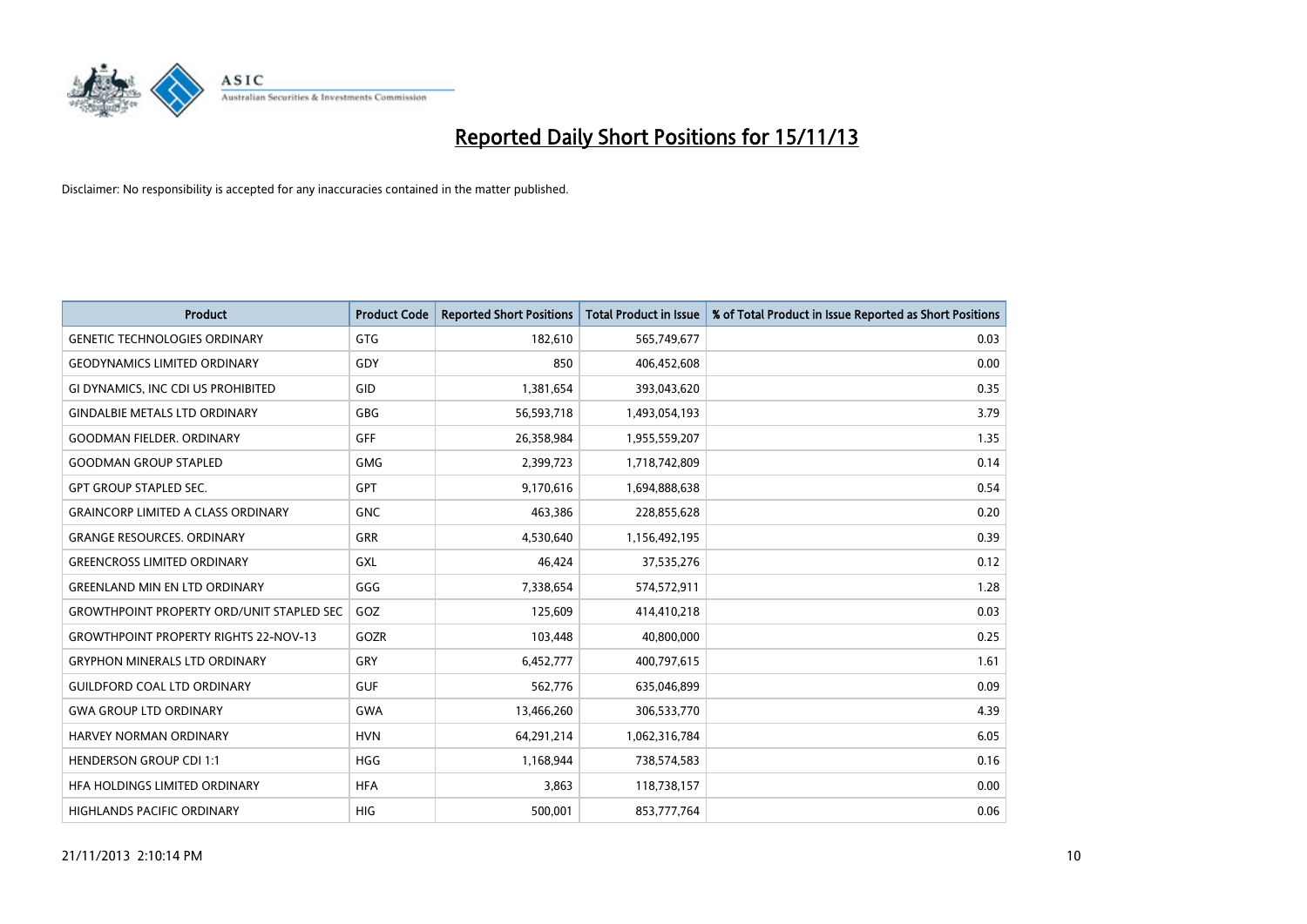# Reported Daily Short Positions for 15/11/13

Disclaimer: No responsibility is accepted for any inaccuracies contained in the matter published.

| Product | Product Code | Reported Short Positions | Total Product in Issue | % of Total Product in Issue Reported as Short Positions |
|---|---|---|---|---|
| GENETIC TECHNOLOGIES ORDINARY | GTG | 182,610 | 565,749,677 | 0.03 |
| GEODYNAMICS LIMITED ORDINARY | GDY | 850 | 406,452,608 | 0.00 |
| GI DYNAMICS, INC CDI US PROHIBITED | GID | 1,381,654 | 393,043,620 | 0.35 |
| GINDALBIE METALS LTD ORDINARY | GBG | 56,593,718 | 1,493,054,193 | 3.79 |
| GOODMAN FIELDER. ORDINARY | GFF | 26,358,984 | 1,955,559,207 | 1.35 |
| GOODMAN GROUP STAPLED | GMG | 2,399,723 | 1,718,742,809 | 0.14 |
| GPT GROUP STAPLED SEC. | GPT | 9,170,616 | 1,694,888,638 | 0.54 |
| GRAINCORP LIMITED A CLASS ORDINARY | GNC | 463,386 | 228,855,628 | 0.20 |
| GRANGE RESOURCES. ORDINARY | GRR | 4,530,640 | 1,156,492,195 | 0.39 |
| GREENCROSS LIMITED ORDINARY | GXL | 46,424 | 37,535,276 | 0.12 |
| GREENLAND MIN EN LTD ORDINARY | GGG | 7,338,654 | 574,572,911 | 1.28 |
| GROWTHPOINT PROPERTY ORD/UNIT STAPLED SEC | GOZ | 125,609 | 414,410,218 | 0.03 |
| GROWTHPOINT PROPERTY RIGHTS 22-NOV-13 | GOZR | 103,448 | 40,800,000 | 0.25 |
| GRYPHON MINERALS LTD ORDINARY | GRY | 6,452,777 | 400,797,615 | 1.61 |
| GUILDFORD COAL LTD ORDINARY | GUF | 562,776 | 635,046,899 | 0.09 |
| GWA GROUP LTD ORDINARY | GWA | 13,466,260 | 306,533,770 | 4.39 |
| HARVEY NORMAN ORDINARY | HVN | 64,291,214 | 1,062,316,784 | 6.05 |
| HENDERSON GROUP CDI 1:1 | HGG | 1,168,944 | 738,574,583 | 0.16 |
| HFA HOLDINGS LIMITED ORDINARY | HFA | 3,863 | 118,738,157 | 0.00 |
| HIGHLANDS PACIFIC ORDINARY | HIG | 500,001 | 853,777,764 | 0.06 |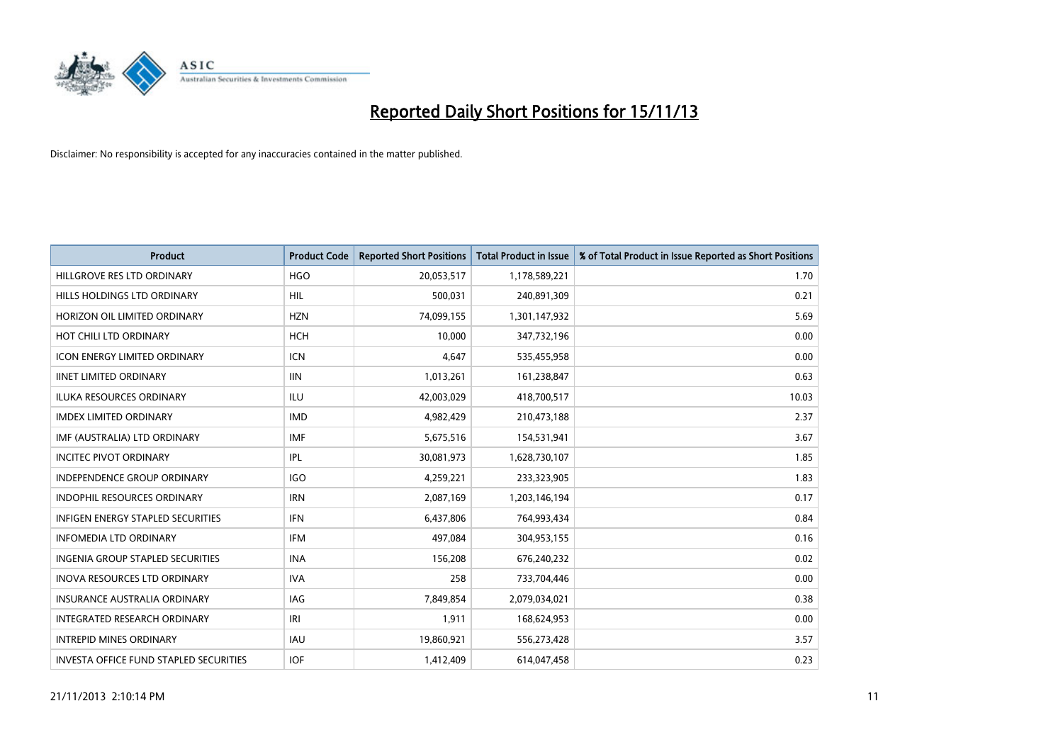# Reported Daily Short Positions for 15/11/13

Disclaimer: No responsibility is accepted for any inaccuracies contained in the matter published.

| Product | Product Code | Reported Short Positions | Total Product in Issue | % of Total Product in Issue Reported as Short Positions |
|---|---|---|---|---|
| HILLGROVE RES LTD ORDINARY | HGO | 20,053,517 | 1,178,589,221 | 1.70 |
| HILLS HOLDINGS LTD ORDINARY | HIL | 500,031 | 240,891,309 | 0.21 |
| HORIZON OIL LIMITED ORDINARY | HZN | 74,099,155 | 1,301,147,932 | 5.69 |
| HOT CHILI LTD ORDINARY | HCH | 10,000 | 347,732,196 | 0.00 |
| ICON ENERGY LIMITED ORDINARY | ICN | 4,647 | 535,455,958 | 0.00 |
| IINET LIMITED ORDINARY | IIN | 1,013,261 | 161,238,847 | 0.63 |
| ILUKA RESOURCES ORDINARY | ILU | 42,003,029 | 418,700,517 | 10.03 |
| IMDEX LIMITED ORDINARY | IMD | 4,982,429 | 210,473,188 | 2.37 |
| IMF (AUSTRALIA) LTD ORDINARY | IMF | 5,675,516 | 154,531,941 | 3.67 |
| INCITEC PIVOT ORDINARY | IPL | 30,081,973 | 1,628,730,107 | 1.85 |
| INDEPENDENCE GROUP ORDINARY | IGO | 4,259,221 | 233,323,905 | 1.83 |
| INDOPHIL RESOURCES ORDINARY | IRN | 2,087,169 | 1,203,146,194 | 0.17 |
| INFIGEN ENERGY STAPLED SECURITIES | IFN | 6,437,806 | 764,993,434 | 0.84 |
| INFOMEDIA LTD ORDINARY | IFM | 497,084 | 304,953,155 | 0.16 |
| INGENIA GROUP STAPLED SECURITIES | INA | 156,208 | 676,240,232 | 0.02 |
| INOVA RESOURCES LTD ORDINARY | IVA | 258 | 733,704,446 | 0.00 |
| INSURANCE AUSTRALIA ORDINARY | IAG | 7,849,854 | 2,079,034,021 | 0.38 |
| INTEGRATED RESEARCH ORDINARY | IRI | 1,911 | 168,624,953 | 0.00 |
| INTREPID MINES ORDINARY | IAU | 19,860,921 | 556,273,428 | 3.57 |
| INVESTA OFFICE FUND STAPLED SECURITIES | IOF | 1,412,409 | 614,047,458 | 0.23 |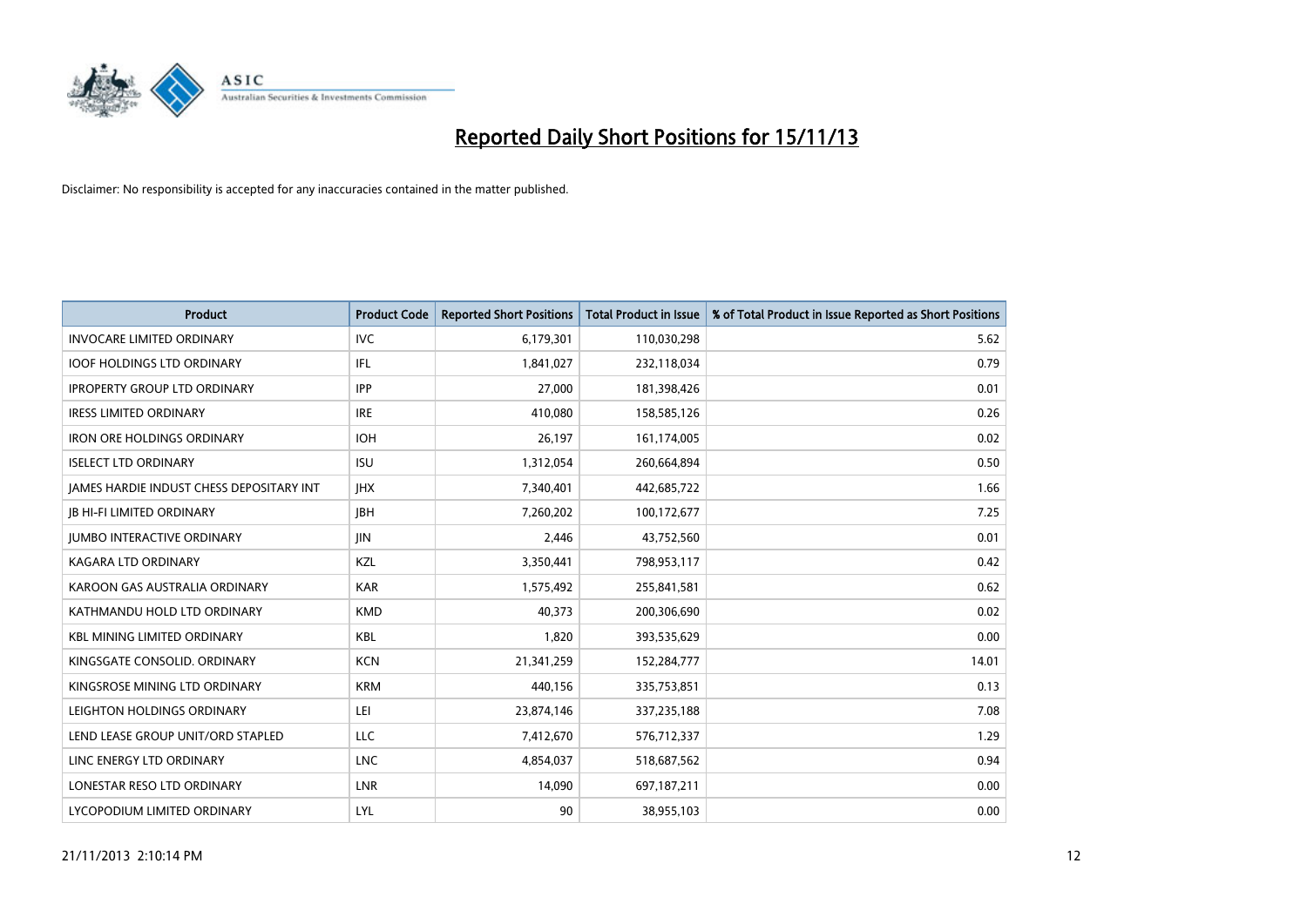# Reported Daily Short Positions for 15/11/13

Disclaimer: No responsibility is accepted for any inaccuracies contained in the matter published.

| Product | Product Code | Reported Short Positions | Total Product in Issue | % of Total Product in Issue Reported as Short Positions |
|---|---|---|---|---|
| INVOCARE LIMITED ORDINARY | IVC | 6,179,301 | 110,030,298 | 5.62 |
| IOOF HOLDINGS LTD ORDINARY | IFL | 1,841,027 | 232,118,034 | 0.79 |
| IPROPERTY GROUP LTD ORDINARY | IPP | 27,000 | 181,398,426 | 0.01 |
| IRESS LIMITED ORDINARY | IRE | 410,080 | 158,585,126 | 0.26 |
| IRON ORE HOLDINGS ORDINARY | IOH | 26,197 | 161,174,005 | 0.02 |
| ISELECT LTD ORDINARY | ISU | 1,312,054 | 260,664,894 | 0.50 |
| JAMES HARDIE INDUST CHESS DEPOSITARY INT | JHX | 7,340,401 | 442,685,722 | 1.66 |
| JB HI-FI LIMITED ORDINARY | JBH | 7,260,202 | 100,172,677 | 7.25 |
| JUMBO INTERACTIVE ORDINARY | JIN | 2,446 | 43,752,560 | 0.01 |
| KAGARA LTD ORDINARY | KZL | 3,350,441 | 798,953,117 | 0.42 |
| KAROON GAS AUSTRALIA ORDINARY | KAR | 1,575,492 | 255,841,581 | 0.62 |
| KATHMANDU HOLD LTD ORDINARY | KMD | 40,373 | 200,306,690 | 0.02 |
| KBL MINING LIMITED ORDINARY | KBL | 1,820 | 393,535,629 | 0.00 |
| KINGSGATE CONSOLID. ORDINARY | KCN | 21,341,259 | 152,284,777 | 14.01 |
| KINGSROSE MINING LTD ORDINARY | KRM | 440,156 | 335,753,851 | 0.13 |
| LEIGHTON HOLDINGS ORDINARY | LEI | 23,874,146 | 337,235,188 | 7.08 |
| LEND LEASE GROUP UNIT/ORD STAPLED | LLC | 7,412,670 | 576,712,337 | 1.29 |
| LINC ENERGY LTD ORDINARY | LNC | 4,854,037 | 518,687,562 | 0.94 |
| LONESTAR RESO LTD ORDINARY | LNR | 14,090 | 697,187,211 | 0.00 |
| LYCOPODIUM LIMITED ORDINARY | LYL | 90 | 38,955,103 | 0.00 |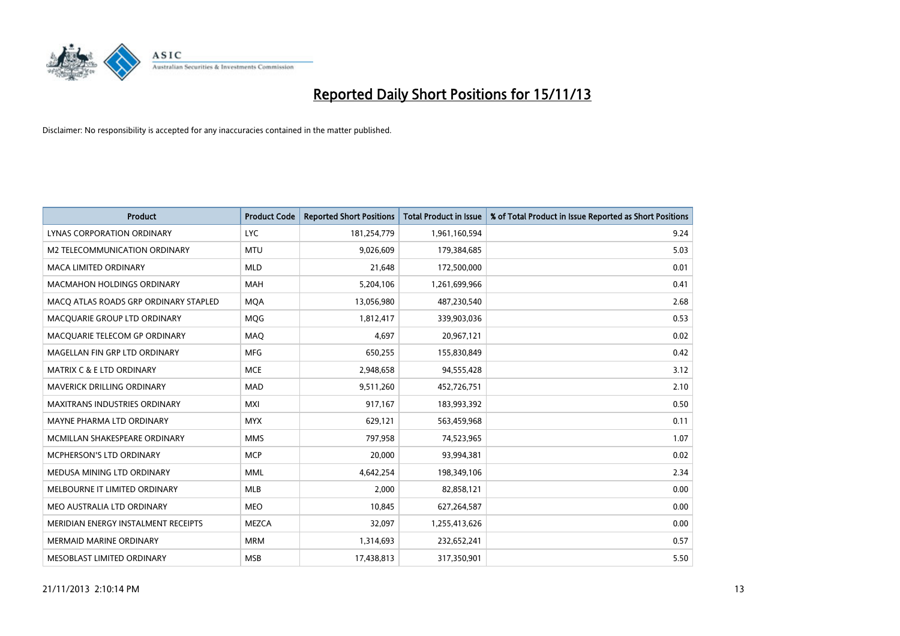# Reported Daily Short Positions for 15/11/13

Disclaimer: No responsibility is accepted for any inaccuracies contained in the matter published.

| Product | Product Code | Reported Short Positions | Total Product in Issue | % of Total Product in Issue Reported as Short Positions |
|---|---|---|---|---|
| LYNAS CORPORATION ORDINARY | LYC | 181,254,779 | 1,961,160,594 | 9.24 |
| M2 TELECOMMUNICATION ORDINARY | MTU | 9,026,609 | 179,384,685 | 5.03 |
| MACA LIMITED ORDINARY | MLD | 21,648 | 172,500,000 | 0.01 |
| MACMAHON HOLDINGS ORDINARY | MAH | 5,204,106 | 1,261,699,966 | 0.41 |
| MACQ ATLAS ROADS GRP ORDINARY STAPLED | MQA | 13,056,980 | 487,230,540 | 2.68 |
| MACQUARIE GROUP LTD ORDINARY | MQG | 1,812,417 | 339,903,036 | 0.53 |
| MACQUARIE TELECOM GP ORDINARY | MAQ | 4,697 | 20,967,121 | 0.02 |
| MAGELLAN FIN GRP LTD ORDINARY | MFG | 650,255 | 155,830,849 | 0.42 |
| MATRIX C & E LTD ORDINARY | MCE | 2,948,658 | 94,555,428 | 3.12 |
| MAVERICK DRILLING ORDINARY | MAD | 9,511,260 | 452,726,751 | 2.10 |
| MAXITRANS INDUSTRIES ORDINARY | MXI | 917,167 | 183,993,392 | 0.50 |
| MAYNE PHARMA LTD ORDINARY | MYX | 629,121 | 563,459,968 | 0.11 |
| MCMILLAN SHAKESPEARE ORDINARY | MMS | 797,958 | 74,523,965 | 1.07 |
| MCPHERSON'S LTD ORDINARY | MCP | 20,000 | 93,994,381 | 0.02 |
| MEDUSA MINING LTD ORDINARY | MML | 4,642,254 | 198,349,106 | 2.34 |
| MELBOURNE IT LIMITED ORDINARY | MLB | 2,000 | 82,858,121 | 0.00 |
| MEO AUSTRALIA LTD ORDINARY | MEO | 10,845 | 627,264,587 | 0.00 |
| MERIDIAN ENERGY INSTALMENT RECEIPTS | MEZCA | 32,097 | 1,255,413,626 | 0.00 |
| MERMAID MARINE ORDINARY | MRM | 1,314,693 | 232,652,241 | 0.57 |
| MESOBLAST LIMITED ORDINARY | MSB | 17,438,813 | 317,350,901 | 5.50 |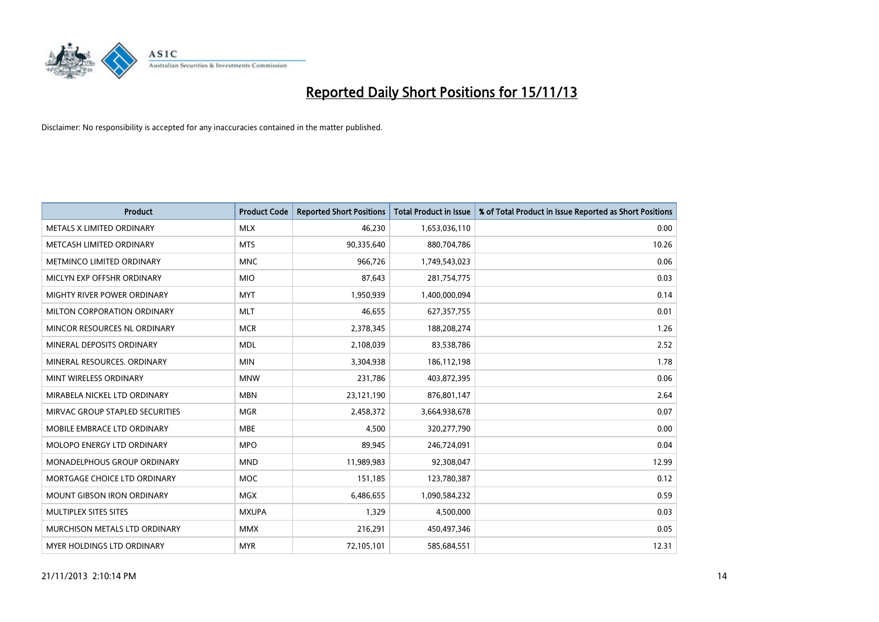# Reported Daily Short Positions for 15/11/13

Disclaimer: No responsibility is accepted for any inaccuracies contained in the matter published.

| Product | Product Code | Reported Short Positions | Total Product in Issue | % of Total Product in Issue Reported as Short Positions |
|---|---|---|---|---|
| METALS X LIMITED ORDINARY | MLX | 46,230 | 1,653,036,110 | 0.00 |
| METCASH LIMITED ORDINARY | MTS | 90,335,640 | 880,704,786 | 10.26 |
| METMINCO LIMITED ORDINARY | MNC | 966,726 | 1,749,543,023 | 0.06 |
| MICLYN EXP OFFSHR ORDINARY | MIO | 87,643 | 281,754,775 | 0.03 |
| MIGHTY RIVER POWER ORDINARY | MYT | 1,950,939 | 1,400,000,094 | 0.14 |
| MILTON CORPORATION ORDINARY | MLT | 46,655 | 627,357,755 | 0.01 |
| MINCOR RESOURCES NL ORDINARY | MCR | 2,378,345 | 188,208,274 | 1.26 |
| MINERAL DEPOSITS ORDINARY | MDL | 2,108,039 | 83,538,786 | 2.52 |
| MINERAL RESOURCES. ORDINARY | MIN | 3,304,938 | 186,112,198 | 1.78 |
| MINT WIRELESS ORDINARY | MNW | 231,786 | 403,872,395 | 0.06 |
| MIRABELA NICKEL LTD ORDINARY | MBN | 23,121,190 | 876,801,147 | 2.64 |
| MIRVAC GROUP STAPLED SECURITIES | MGR | 2,458,372 | 3,664,938,678 | 0.07 |
| MOBILE EMBRACE LTD ORDINARY | MBE | 4,500 | 320,277,790 | 0.00 |
| MOLOPO ENERGY LTD ORDINARY | MPO | 89,945 | 246,724,091 | 0.04 |
| MONADELPHOUS GROUP ORDINARY | MND | 11,989,983 | 92,308,047 | 12.99 |
| MORTGAGE CHOICE LTD ORDINARY | MOC | 151,185 | 123,780,387 | 0.12 |
| MOUNT GIBSON IRON ORDINARY | MGX | 6,486,655 | 1,090,584,232 | 0.59 |
| MULTIPLEX SITES SITES | MXUPA | 1,329 | 4,500,000 | 0.03 |
| MURCHISON METALS LTD ORDINARY | MMX | 216,291 | 450,497,346 | 0.05 |
| MYER HOLDINGS LTD ORDINARY | MYR | 72,105,101 | 585,684,551 | 12.31 |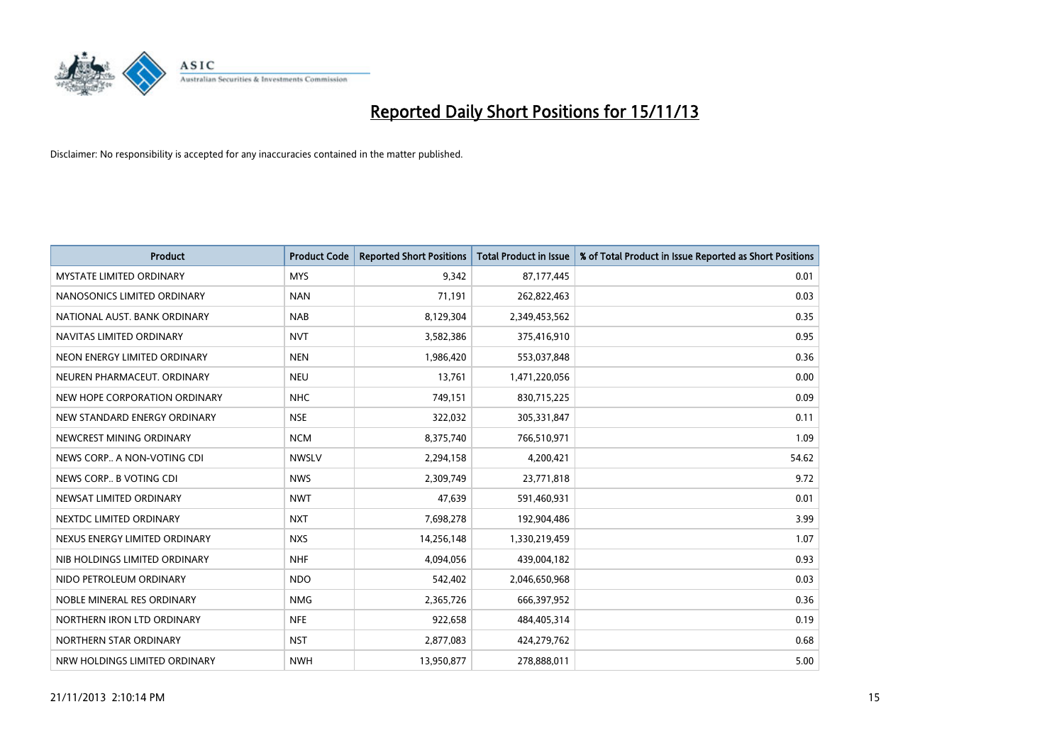# Reported Daily Short Positions for 15/11/13

Disclaimer: No responsibility is accepted for any inaccuracies contained in the matter published.

| Product | Product Code | Reported Short Positions | Total Product in Issue | % of Total Product in Issue Reported as Short Positions |
|---|---|---|---|---|
| MYSTATE LIMITED ORDINARY | MYS | 9,342 | 87,177,445 | 0.01 |
| NANOSONICS LIMITED ORDINARY | NAN | 71,191 | 262,822,463 | 0.03 |
| NATIONAL AUST. BANK ORDINARY | NAB | 8,129,304 | 2,349,453,562 | 0.35 |
| NAVITAS LIMITED ORDINARY | NVT | 3,582,386 | 375,416,910 | 0.95 |
| NEON ENERGY LIMITED ORDINARY | NEN | 1,986,420 | 553,037,848 | 0.36 |
| NEUREN PHARMACEUT. ORDINARY | NEU | 13,761 | 1,471,220,056 | 0.00 |
| NEW HOPE CORPORATION ORDINARY | NHC | 749,151 | 830,715,225 | 0.09 |
| NEW STANDARD ENERGY ORDINARY | NSE | 322,032 | 305,331,847 | 0.11 |
| NEWCREST MINING ORDINARY | NCM | 8,375,740 | 766,510,971 | 1.09 |
| NEWS CORP.. A NON-VOTING CDI | NWSLV | 2,294,158 | 4,200,421 | 54.62 |
| NEWS CORP.. B VOTING CDI | NWS | 2,309,749 | 23,771,818 | 9.72 |
| NEWSAT LIMITED ORDINARY | NWT | 47,639 | 591,460,931 | 0.01 |
| NEXTDC LIMITED ORDINARY | NXT | 7,698,278 | 192,904,486 | 3.99 |
| NEXUS ENERGY LIMITED ORDINARY | NXS | 14,256,148 | 1,330,219,459 | 1.07 |
| NIB HOLDINGS LIMITED ORDINARY | NHF | 4,094,056 | 439,004,182 | 0.93 |
| NIDO PETROLEUM ORDINARY | NDO | 542,402 | 2,046,650,968 | 0.03 |
| NOBLE MINERAL RES ORDINARY | NMG | 2,365,726 | 666,397,952 | 0.36 |
| NORTHERN IRON LTD ORDINARY | NFE | 922,658 | 484,405,314 | 0.19 |
| NORTHERN STAR ORDINARY | NST | 2,877,083 | 424,279,762 | 0.68 |
| NRW HOLDINGS LIMITED ORDINARY | NWH | 13,950,877 | 278,888,011 | 5.00 |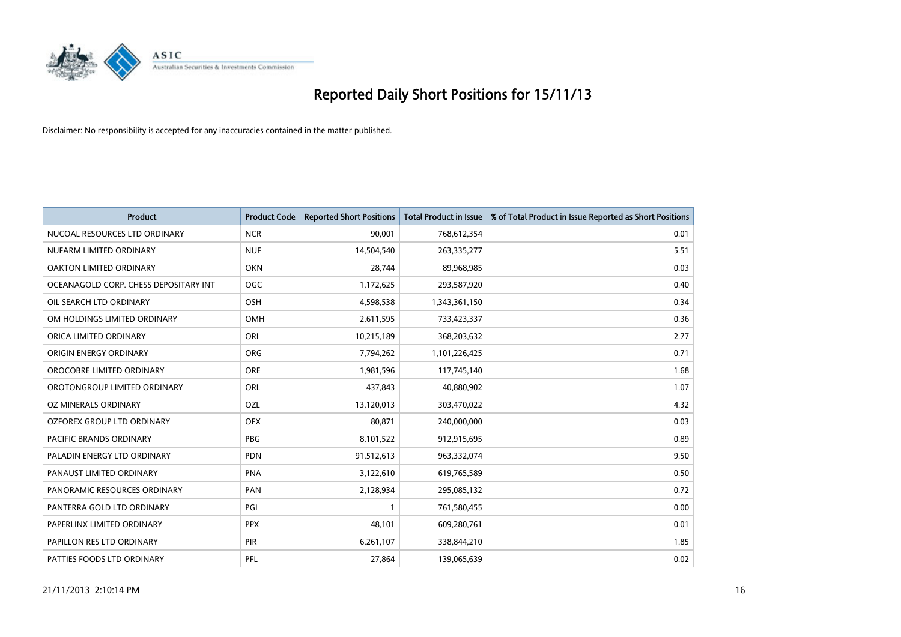# Reported Daily Short Positions for 15/11/13

Disclaimer: No responsibility is accepted for any inaccuracies contained in the matter published.

| Product | Product Code | Reported Short Positions | Total Product in Issue | % of Total Product in Issue Reported as Short Positions |
|---|---|---|---|---|
| NUCOAL RESOURCES LTD ORDINARY | NCR | 90,001 | 768,612,354 | 0.01 |
| NUFARM LIMITED ORDINARY | NUF | 14,504,540 | 263,335,277 | 5.51 |
| OAKTON LIMITED ORDINARY | OKN | 28,744 | 89,968,985 | 0.03 |
| OCEANAGOLD CORP. CHESS DEPOSITARY INT | OGC | 1,172,625 | 293,587,920 | 0.40 |
| OIL SEARCH LTD ORDINARY | OSH | 4,598,538 | 1,343,361,150 | 0.34 |
| OM HOLDINGS LIMITED ORDINARY | OMH | 2,611,595 | 733,423,337 | 0.36 |
| ORICA LIMITED ORDINARY | ORI | 10,215,189 | 368,203,632 | 2.77 |
| ORIGIN ENERGY ORDINARY | ORG | 7,794,262 | 1,101,226,425 | 0.71 |
| OROCOBRE LIMITED ORDINARY | ORE | 1,981,596 | 117,745,140 | 1.68 |
| OROTONGROUP LIMITED ORDINARY | ORL | 437,843 | 40,880,902 | 1.07 |
| OZ MINERALS ORDINARY | OZL | 13,120,013 | 303,470,022 | 4.32 |
| OZFOREX GROUP LTD ORDINARY | OFX | 80,871 | 240,000,000 | 0.03 |
| PACIFIC BRANDS ORDINARY | PBG | 8,101,522 | 912,915,695 | 0.89 |
| PALADIN ENERGY LTD ORDINARY | PDN | 91,512,613 | 963,332,074 | 9.50 |
| PANAUST LIMITED ORDINARY | PNA | 3,122,610 | 619,765,589 | 0.50 |
| PANORAMIC RESOURCES ORDINARY | PAN | 2,128,934 | 295,085,132 | 0.72 |
| PANTERRA GOLD LTD ORDINARY | PGI | 1 | 761,580,455 | 0.00 |
| PAPERLINX LIMITED ORDINARY | PPX | 48,101 | 609,280,761 | 0.01 |
| PAPILLON RES LTD ORDINARY | PIR | 6,261,107 | 338,844,210 | 1.85 |
| PATTIES FOODS LTD ORDINARY | PFL | 27,864 | 139,065,639 | 0.02 |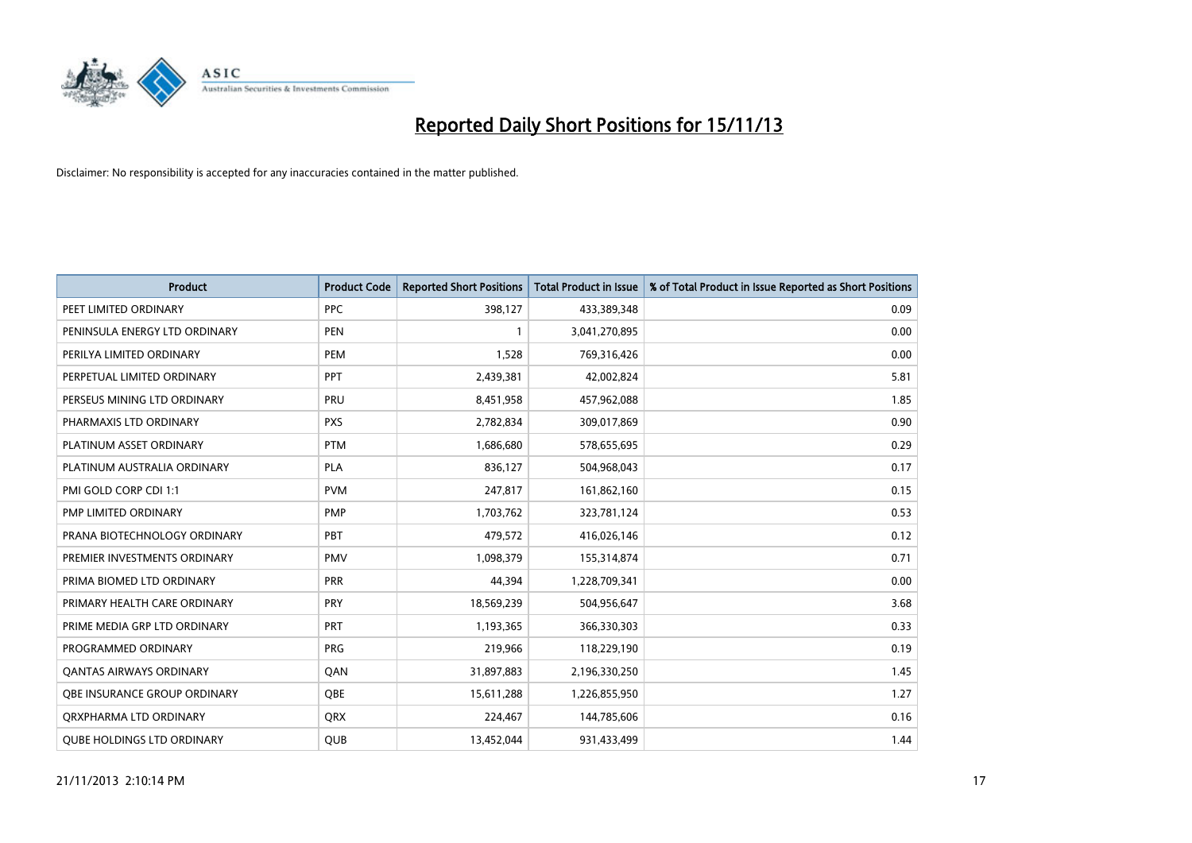# Reported Daily Short Positions for 15/11/13

Disclaimer: No responsibility is accepted for any inaccuracies contained in the matter published.

| Product | Product Code | Reported Short Positions | Total Product in Issue | % of Total Product in Issue Reported as Short Positions |
|---|---|---|---|---|
| PEET LIMITED ORDINARY | PPC | 398,127 | 433,389,348 | 0.09 |
| PENINSULA ENERGY LTD ORDINARY | PEN | 1 | 3,041,270,895 | 0.00 |
| PERILYA LIMITED ORDINARY | PEM | 1,528 | 769,316,426 | 0.00 |
| PERPETUAL LIMITED ORDINARY | PPT | 2,439,381 | 42,002,824 | 5.81 |
| PERSEUS MINING LTD ORDINARY | PRU | 8,451,958 | 457,962,088 | 1.85 |
| PHARMAXIS LTD ORDINARY | PXS | 2,782,834 | 309,017,869 | 0.90 |
| PLATINUM ASSET ORDINARY | PTM | 1,686,680 | 578,655,695 | 0.29 |
| PLATINUM AUSTRALIA ORDINARY | PLA | 836,127 | 504,968,043 | 0.17 |
| PMI GOLD CORP CDI 1:1 | PVM | 247,817 | 161,862,160 | 0.15 |
| PMP LIMITED ORDINARY | PMP | 1,703,762 | 323,781,124 | 0.53 |
| PRANA BIOTECHNOLOGY ORDINARY | PBT | 479,572 | 416,026,146 | 0.12 |
| PREMIER INVESTMENTS ORDINARY | PMV | 1,098,379 | 155,314,874 | 0.71 |
| PRIMA BIOMED LTD ORDINARY | PRR | 44,394 | 1,228,709,341 | 0.00 |
| PRIMARY HEALTH CARE ORDINARY | PRY | 18,569,239 | 504,956,647 | 3.68 |
| PRIME MEDIA GRP LTD ORDINARY | PRT | 1,193,365 | 366,330,303 | 0.33 |
| PROGRAMMED ORDINARY | PRG | 219,966 | 118,229,190 | 0.19 |
| QANTAS AIRWAYS ORDINARY | QAN | 31,897,883 | 2,196,330,250 | 1.45 |
| QBE INSURANCE GROUP ORDINARY | QBE | 15,611,288 | 1,226,855,950 | 1.27 |
| QRXPHARMA LTD ORDINARY | QRX | 224,467 | 144,785,606 | 0.16 |
| QUBE HOLDINGS LTD ORDINARY | QUB | 13,452,044 | 931,433,499 | 1.44 |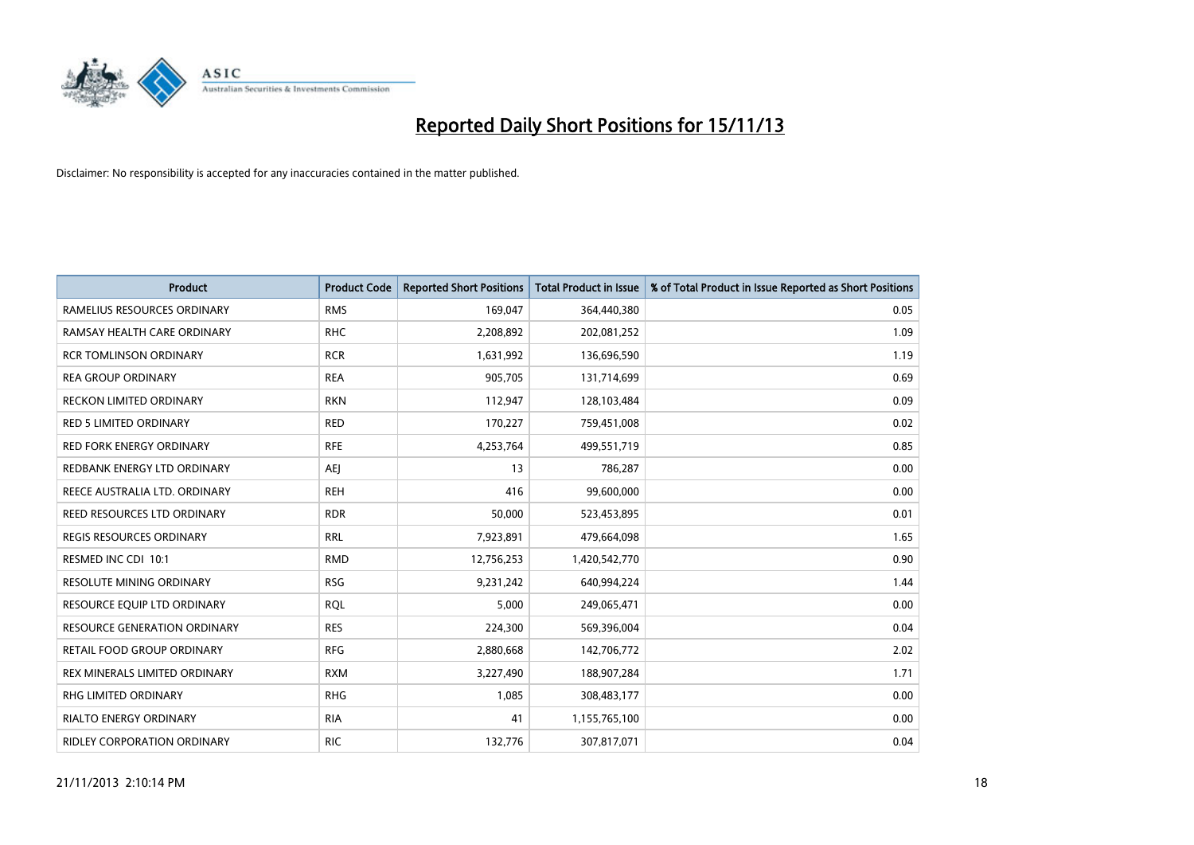# Reported Daily Short Positions for 15/11/13

Disclaimer: No responsibility is accepted for any inaccuracies contained in the matter published.

| Product | Product Code | Reported Short Positions | Total Product in Issue | % of Total Product in Issue Reported as Short Positions |
|---|---|---|---|---|
| RAMELIUS RESOURCES ORDINARY | RMS | 169,047 | 364,440,380 | 0.05 |
| RAMSAY HEALTH CARE ORDINARY | RHC | 2,208,892 | 202,081,252 | 1.09 |
| RCR TOMLINSON ORDINARY | RCR | 1,631,992 | 136,696,590 | 1.19 |
| REA GROUP ORDINARY | REA | 905,705 | 131,714,699 | 0.69 |
| RECKON LIMITED ORDINARY | RKN | 112,947 | 128,103,484 | 0.09 |
| RED 5 LIMITED ORDINARY | RED | 170,227 | 759,451,008 | 0.02 |
| RED FORK ENERGY ORDINARY | RFE | 4,253,764 | 499,551,719 | 0.85 |
| REDBANK ENERGY LTD ORDINARY | AEJ | 13 | 786,287 | 0.00 |
| REECE AUSTRALIA LTD. ORDINARY | REH | 416 | 99,600,000 | 0.00 |
| REED RESOURCES LTD ORDINARY | RDR | 50,000 | 523,453,895 | 0.01 |
| REGIS RESOURCES ORDINARY | RRL | 7,923,891 | 479,664,098 | 1.65 |
| RESMED INC CDI 10:1 | RMD | 12,756,253 | 1,420,542,770 | 0.90 |
| RESOLUTE MINING ORDINARY | RSG | 9,231,242 | 640,994,224 | 1.44 |
| RESOURCE EQUIP LTD ORDINARY | RQL | 5,000 | 249,065,471 | 0.00 |
| RESOURCE GENERATION ORDINARY | RES | 224,300 | 569,396,004 | 0.04 |
| RETAIL FOOD GROUP ORDINARY | RFG | 2,880,668 | 142,706,772 | 2.02 |
| REX MINERALS LIMITED ORDINARY | RXM | 3,227,490 | 188,907,284 | 1.71 |
| RHG LIMITED ORDINARY | RHG | 1,085 | 308,483,177 | 0.00 |
| RIALTO ENERGY ORDINARY | RIA | 41 | 1,155,765,100 | 0.00 |
| RIDLEY CORPORATION ORDINARY | RIC | 132,776 | 307,817,071 | 0.04 |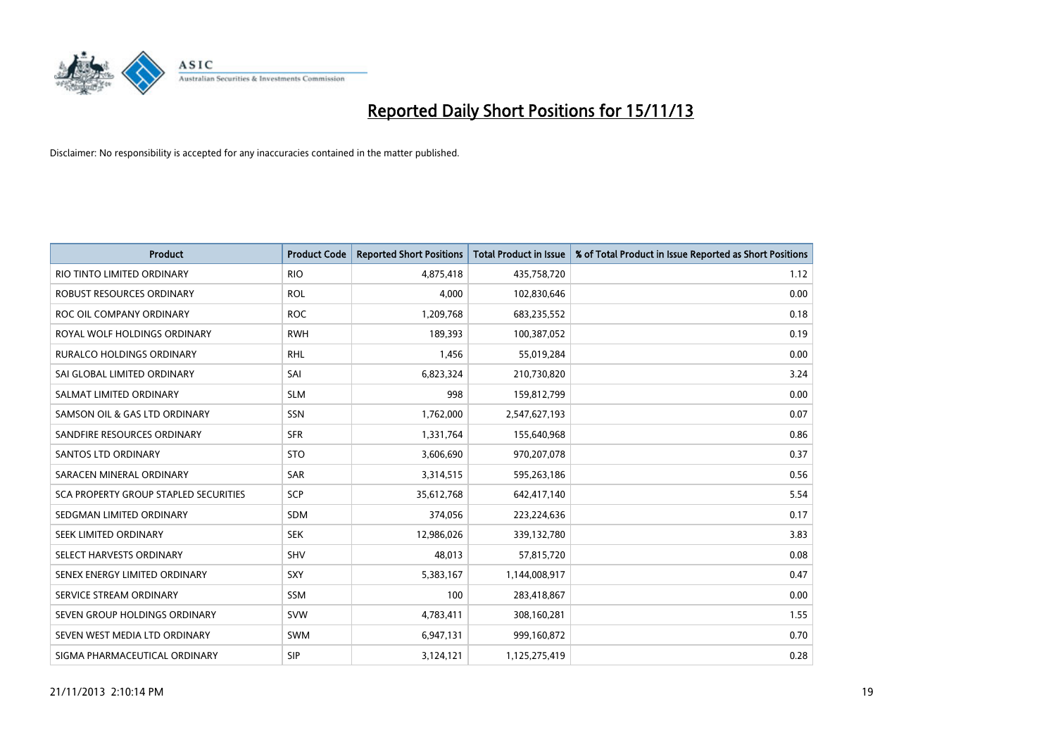# Reported Daily Short Positions for 15/11/13

Disclaimer: No responsibility is accepted for any inaccuracies contained in the matter published.

| Product | Product Code | Reported Short Positions | Total Product in Issue | % of Total Product in Issue Reported as Short Positions |
|---|---|---|---|---|
| RIO TINTO LIMITED ORDINARY | RIO | 4,875,418 | 435,758,720 | 1.12 |
| ROBUST RESOURCES ORDINARY | ROL | 4,000 | 102,830,646 | 0.00 |
| ROC OIL COMPANY ORDINARY | ROC | 1,209,768 | 683,235,552 | 0.18 |
| ROYAL WOLF HOLDINGS ORDINARY | RWH | 189,393 | 100,387,052 | 0.19 |
| RURALCO HOLDINGS ORDINARY | RHL | 1,456 | 55,019,284 | 0.00 |
| SAI GLOBAL LIMITED ORDINARY | SAI | 6,823,324 | 210,730,820 | 3.24 |
| SALMAT LIMITED ORDINARY | SLM | 998 | 159,812,799 | 0.00 |
| SAMSON OIL & GAS LTD ORDINARY | SSN | 1,762,000 | 2,547,627,193 | 0.07 |
| SANDFIRE RESOURCES ORDINARY | SFR | 1,331,764 | 155,640,968 | 0.86 |
| SANTOS LTD ORDINARY | STO | 3,606,690 | 970,207,078 | 0.37 |
| SARACEN MINERAL ORDINARY | SAR | 3,314,515 | 595,263,186 | 0.56 |
| SCA PROPERTY GROUP STAPLED SECURITIES | SCP | 35,612,768 | 642,417,140 | 5.54 |
| SEDGMAN LIMITED ORDINARY | SDM | 374,056 | 223,224,636 | 0.17 |
| SEEK LIMITED ORDINARY | SEK | 12,986,026 | 339,132,780 | 3.83 |
| SELECT HARVESTS ORDINARY | SHV | 48,013 | 57,815,720 | 0.08 |
| SENEX ENERGY LIMITED ORDINARY | SXY | 5,383,167 | 1,144,008,917 | 0.47 |
| SERVICE STREAM ORDINARY | SSM | 100 | 283,418,867 | 0.00 |
| SEVEN GROUP HOLDINGS ORDINARY | SVW | 4,783,411 | 308,160,281 | 1.55 |
| SEVEN WEST MEDIA LTD ORDINARY | SWM | 6,947,131 | 999,160,872 | 0.70 |
| SIGMA PHARMACEUTICAL ORDINARY | SIP | 3,124,121 | 1,125,275,419 | 0.28 |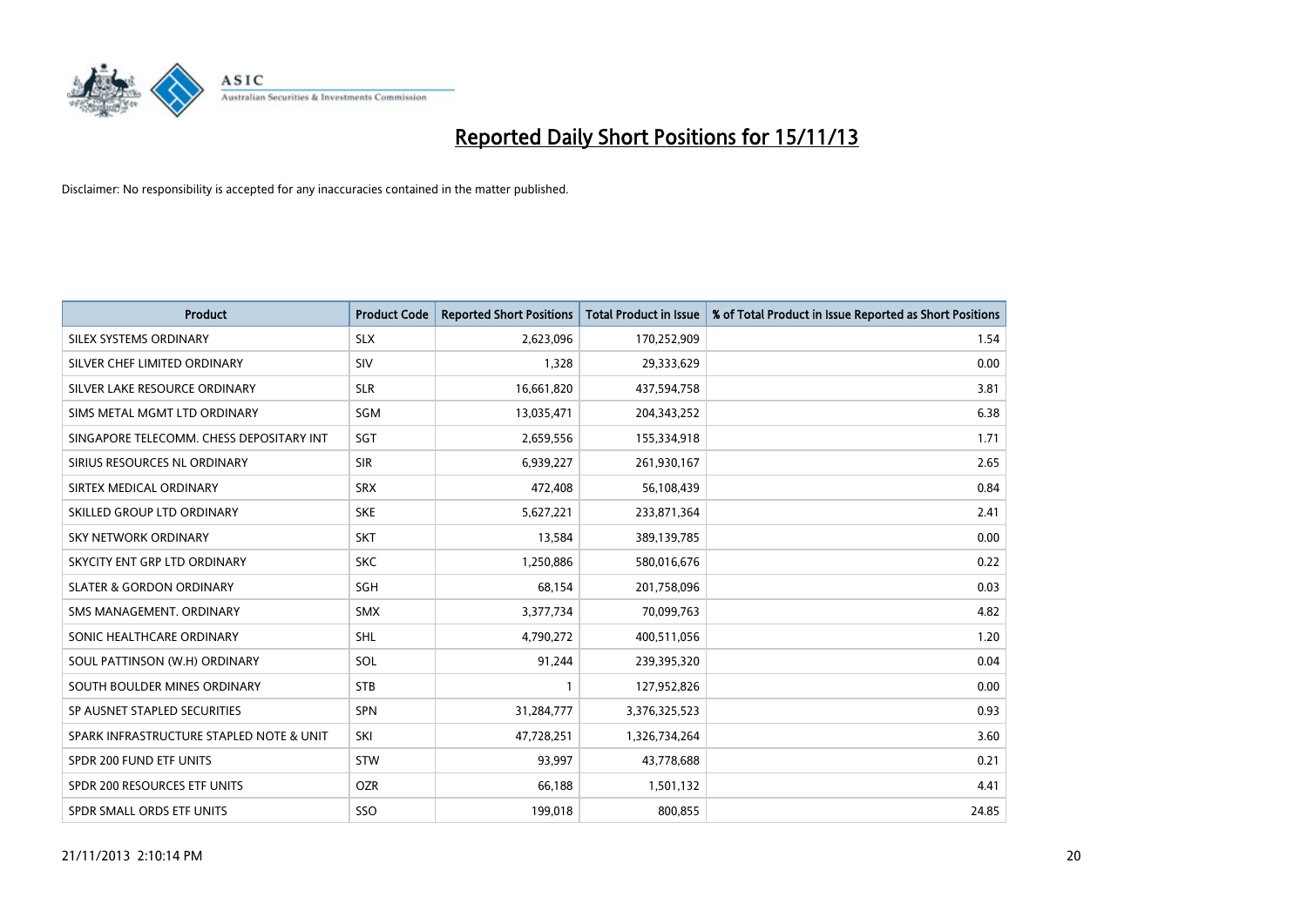# Reported Daily Short Positions for 15/11/13

Disclaimer: No responsibility is accepted for any inaccuracies contained in the matter published.

| Product | Product Code | Reported Short Positions | Total Product in Issue | % of Total Product in Issue Reported as Short Positions |
|---|---|---|---|---|
| SILEX SYSTEMS ORDINARY | SLX | 2,623,096 | 170,252,909 | 1.54 |
| SILVER CHEF LIMITED ORDINARY | SIV | 1,328 | 29,333,629 | 0.00 |
| SILVER LAKE RESOURCE ORDINARY | SLR | 16,661,820 | 437,594,758 | 3.81 |
| SIMS METAL MGMT LTD ORDINARY | SGM | 13,035,471 | 204,343,252 | 6.38 |
| SINGAPORE TELECOMM. CHESS DEPOSITARY INT | SGT | 2,659,556 | 155,334,918 | 1.71 |
| SIRIUS RESOURCES NL ORDINARY | SIR | 6,939,227 | 261,930,167 | 2.65 |
| SIRTEX MEDICAL ORDINARY | SRX | 472,408 | 56,108,439 | 0.84 |
| SKILLED GROUP LTD ORDINARY | SKE | 5,627,221 | 233,871,364 | 2.41 |
| SKY NETWORK ORDINARY | SKT | 13,584 | 389,139,785 | 0.00 |
| SKYCITY ENT GRP LTD ORDINARY | SKC | 1,250,886 | 580,016,676 | 0.22 |
| SLATER & GORDON ORDINARY | SGH | 68,154 | 201,758,096 | 0.03 |
| SMS MANAGEMENT. ORDINARY | SMX | 3,377,734 | 70,099,763 | 4.82 |
| SONIC HEALTHCARE ORDINARY | SHL | 4,790,272 | 400,511,056 | 1.20 |
| SOUL PATTINSON (W.H) ORDINARY | SOL | 91,244 | 239,395,320 | 0.04 |
| SOUTH BOULDER MINES ORDINARY | STB | 1 | 127,952,826 | 0.00 |
| SP AUSNET STAPLED SECURITIES | SPN | 31,284,777 | 3,376,325,523 | 0.93 |
| SPARK INFRASTRUCTURE STAPLED NOTE & UNIT | SKI | 47,728,251 | 1,326,734,264 | 3.60 |
| SPDR 200 FUND ETF UNITS | STW | 93,997 | 43,778,688 | 0.21 |
| SPDR 200 RESOURCES ETF UNITS | OZR | 66,188 | 1,501,132 | 4.41 |
| SPDR SMALL ORDS ETF UNITS | SSO | 199,018 | 800,855 | 24.85 |

21/11/2013 2:10:14 PM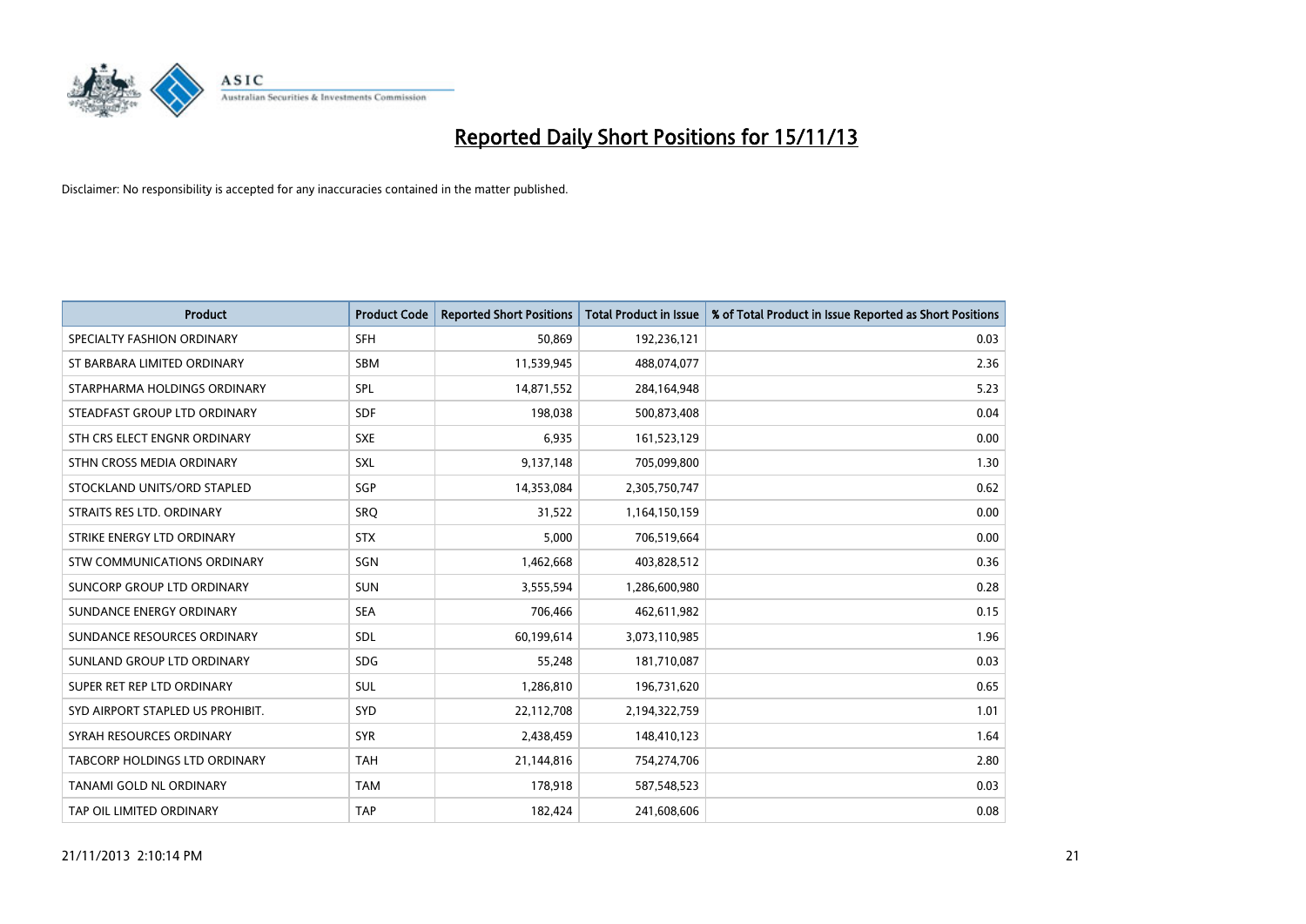# Reported Daily Short Positions for 15/11/13

Disclaimer: No responsibility is accepted for any inaccuracies contained in the matter published.

| Product | Product Code | Reported Short Positions | Total Product in Issue | % of Total Product in Issue Reported as Short Positions |
|---|---|---|---|---|
| SPECIALTY FASHION ORDINARY | SFH | 50,869 | 192,236,121 | 0.03 |
| ST BARBARA LIMITED ORDINARY | SBM | 11,539,945 | 488,074,077 | 2.36 |
| STARPHARMA HOLDINGS ORDINARY | SPL | 14,871,552 | 284,164,948 | 5.23 |
| STEADFAST GROUP LTD ORDINARY | SDF | 198,038 | 500,873,408 | 0.04 |
| STH CRS ELECT ENGNR ORDINARY | SXE | 6,935 | 161,523,129 | 0.00 |
| STHN CROSS MEDIA ORDINARY | SXL | 9,137,148 | 705,099,800 | 1.30 |
| STOCKLAND UNITS/ORD STAPLED | SGP | 14,353,084 | 2,305,750,747 | 0.62 |
| STRAITS RES LTD. ORDINARY | SRQ | 31,522 | 1,164,150,159 | 0.00 |
| STRIKE ENERGY LTD ORDINARY | STX | 5,000 | 706,519,664 | 0.00 |
| STW COMMUNICATIONS ORDINARY | SGN | 1,462,668 | 403,828,512 | 0.36 |
| SUNCORP GROUP LTD ORDINARY | SUN | 3,555,594 | 1,286,600,980 | 0.28 |
| SUNDANCE ENERGY ORDINARY | SEA | 706,466 | 462,611,982 | 0.15 |
| SUNDANCE RESOURCES ORDINARY | SDL | 60,199,614 | 3,073,110,985 | 1.96 |
| SUNLAND GROUP LTD ORDINARY | SDG | 55,248 | 181,710,087 | 0.03 |
| SUPER RET REP LTD ORDINARY | SUL | 1,286,810 | 196,731,620 | 0.65 |
| SYD AIRPORT STAPLED US PROHIBIT. | SYD | 22,112,708 | 2,194,322,759 | 1.01 |
| SYRAH RESOURCES ORDINARY | SYR | 2,438,459 | 148,410,123 | 1.64 |
| TABCORP HOLDINGS LTD ORDINARY | TAH | 21,144,816 | 754,274,706 | 2.80 |
| TANAMI GOLD NL ORDINARY | TAM | 178,918 | 587,548,523 | 0.03 |
| TAP OIL LIMITED ORDINARY | TAP | 182,424 | 241,608,606 | 0.08 |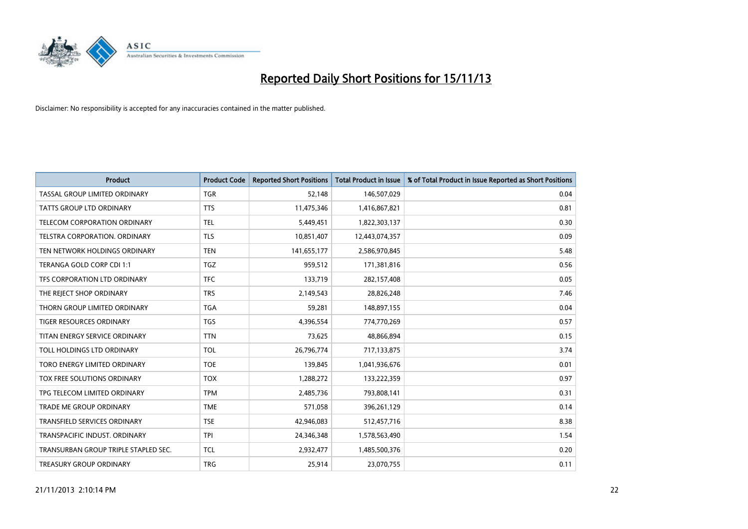# Reported Daily Short Positions for 15/11/13

Disclaimer: No responsibility is accepted for any inaccuracies contained in the matter published.

| Product | Product Code | Reported Short Positions | Total Product in Issue | % of Total Product in Issue Reported as Short Positions |
|---|---|---|---|---|
| TASSAL GROUP LIMITED ORDINARY | TGR | 52,148 | 146,507,029 | 0.04 |
| TATTS GROUP LTD ORDINARY | TTS | 11,475,346 | 1,416,867,821 | 0.81 |
| TELECOM CORPORATION ORDINARY | TEL | 5,449,451 | 1,822,303,137 | 0.30 |
| TELSTRA CORPORATION. ORDINARY | TLS | 10,851,407 | 12,443,074,357 | 0.09 |
| TEN NETWORK HOLDINGS ORDINARY | TEN | 141,655,177 | 2,586,970,845 | 5.48 |
| TERANGA GOLD CORP CDI 1:1 | TGZ | 959,512 | 171,381,816 | 0.56 |
| TFS CORPORATION LTD ORDINARY | TFC | 133,719 | 282,157,408 | 0.05 |
| THE REJECT SHOP ORDINARY | TRS | 2,149,543 | 28,826,248 | 7.46 |
| THORN GROUP LIMITED ORDINARY | TGA | 59,281 | 148,897,155 | 0.04 |
| TIGER RESOURCES ORDINARY | TGS | 4,396,554 | 774,770,269 | 0.57 |
| TITAN ENERGY SERVICE ORDINARY | TTN | 73,625 | 48,866,894 | 0.15 |
| TOLL HOLDINGS LTD ORDINARY | TOL | 26,796,774 | 717,133,875 | 3.74 |
| TORO ENERGY LIMITED ORDINARY | TOE | 139,845 | 1,041,936,676 | 0.01 |
| TOX FREE SOLUTIONS ORDINARY | TOX | 1,288,272 | 133,222,359 | 0.97 |
| TPG TELECOM LIMITED ORDINARY | TPM | 2,485,736 | 793,808,141 | 0.31 |
| TRADE ME GROUP ORDINARY | TME | 571,058 | 396,261,129 | 0.14 |
| TRANSFIELD SERVICES ORDINARY | TSE | 42,946,083 | 512,457,716 | 8.38 |
| TRANSPACIFIC INDUST. ORDINARY | TPI | 24,346,348 | 1,578,563,490 | 1.54 |
| TRANSURBAN GROUP TRIPLE STAPLED SEC. | TCL | 2,932,477 | 1,485,500,376 | 0.20 |
| TREASURY GROUP ORDINARY | TRG | 25,914 | 23,070,755 | 0.11 |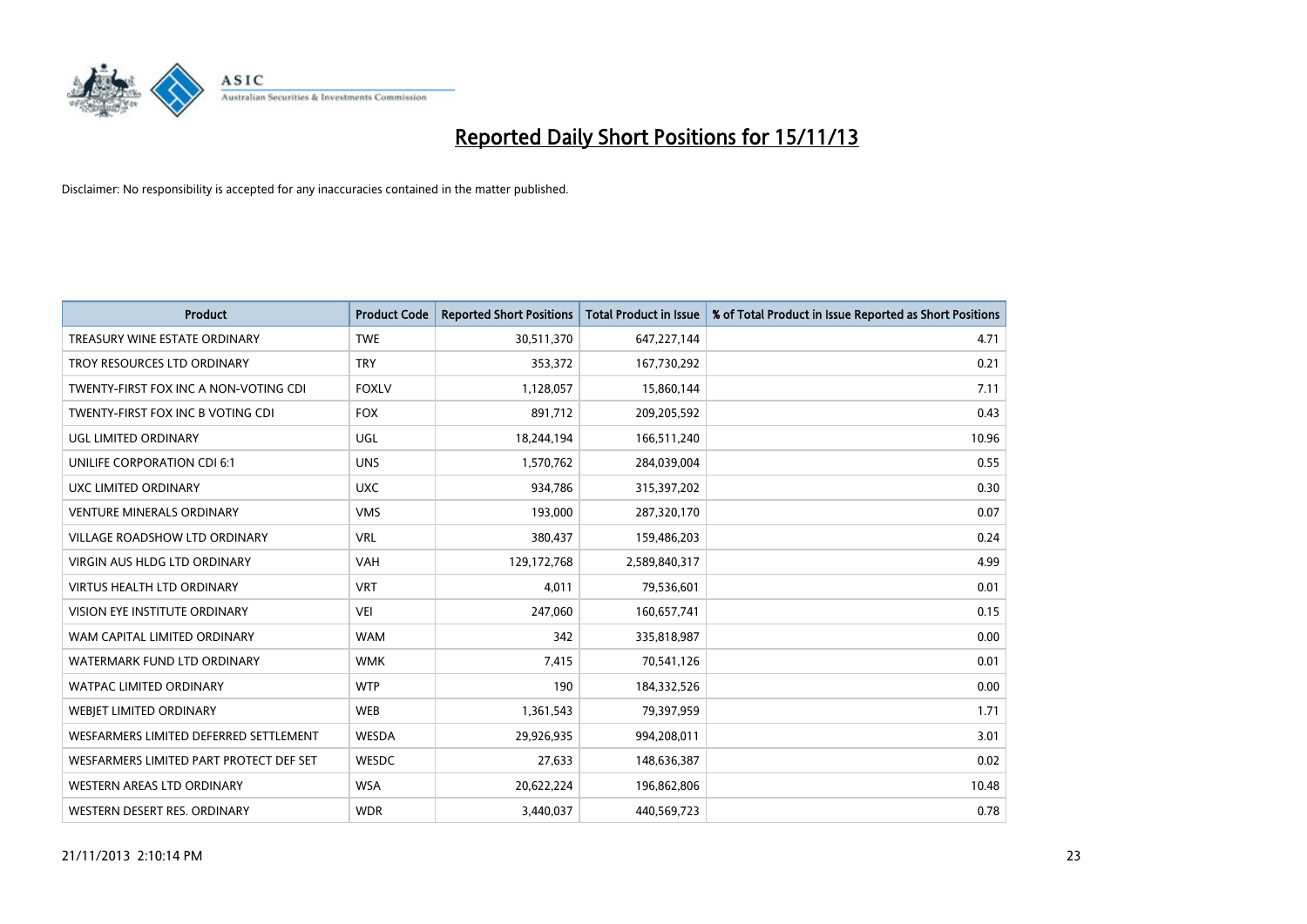# Reported Daily Short Positions for 15/11/13

Disclaimer: No responsibility is accepted for any inaccuracies contained in the matter published.

| Product | Product Code | Reported Short Positions | Total Product in Issue | % of Total Product in Issue Reported as Short Positions |
|---|---|---|---|---|
| TREASURY WINE ESTATE ORDINARY | TWE | 30,511,370 | 647,227,144 | 4.71 |
| TROY RESOURCES LTD ORDINARY | TRY | 353,372 | 167,730,292 | 0.21 |
| TWENTY-FIRST FOX INC A NON-VOTING CDI | FOXLV | 1,128,057 | 15,860,144 | 7.11 |
| TWENTY-FIRST FOX INC B VOTING CDI | FOX | 891,712 | 209,205,592 | 0.43 |
| UGL LIMITED ORDINARY | UGL | 18,244,194 | 166,511,240 | 10.96 |
| UNILIFE CORPORATION CDI 6:1 | UNS | 1,570,762 | 284,039,004 | 0.55 |
| UXC LIMITED ORDINARY | UXC | 934,786 | 315,397,202 | 0.30 |
| VENTURE MINERALS ORDINARY | VMS | 193,000 | 287,320,170 | 0.07 |
| VILLAGE ROADSHOW LTD ORDINARY | VRL | 380,437 | 159,486,203 | 0.24 |
| VIRGIN AUS HLDG LTD ORDINARY | VAH | 129,172,768 | 2,589,840,317 | 4.99 |
| VIRTUS HEALTH LTD ORDINARY | VRT | 4,011 | 79,536,601 | 0.01 |
| VISION EYE INSTITUTE ORDINARY | VEI | 247,060 | 160,657,741 | 0.15 |
| WAM CAPITAL LIMITED ORDINARY | WAM | 342 | 335,818,987 | 0.00 |
| WATERMARK FUND LTD ORDINARY | WMK | 7,415 | 70,541,126 | 0.01 |
| WATPAC LIMITED ORDINARY | WTP | 190 | 184,332,526 | 0.00 |
| WEBJET LIMITED ORDINARY | WEB | 1,361,543 | 79,397,959 | 1.71 |
| WESFARMERS LIMITED DEFERRED SETTLEMENT | WESDA | 29,926,935 | 994,208,011 | 3.01 |
| WESFARMERS LIMITED PART PROTECT DEF SET | WESDC | 27,633 | 148,636,387 | 0.02 |
| WESTERN AREAS LTD ORDINARY | WSA | 20,622,224 | 196,862,806 | 10.48 |
| WESTERN DESERT RES. ORDINARY | WDR | 3,440,037 | 440,569,723 | 0.78 |

21/11/2013 2:10:14 PM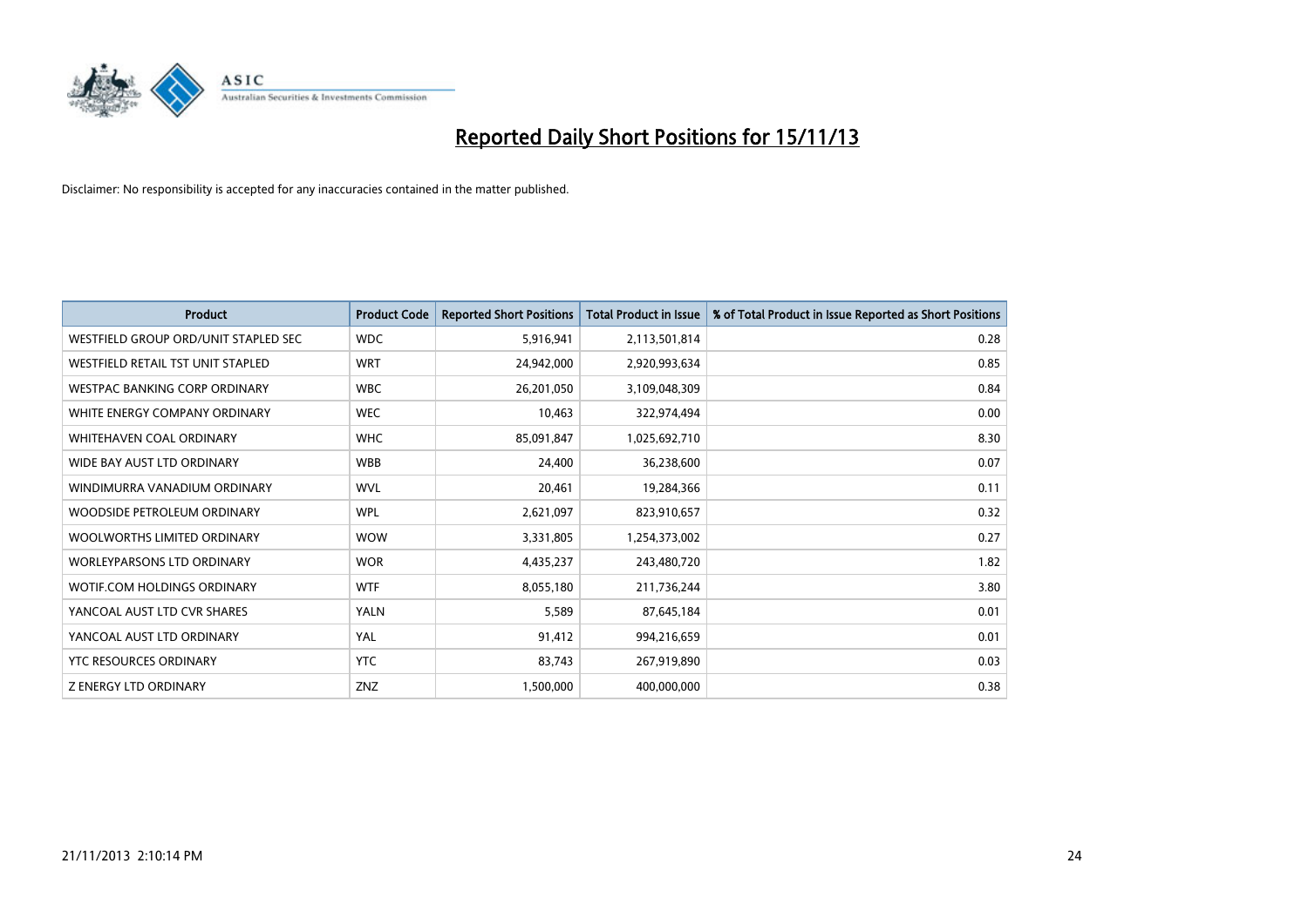# Reported Daily Short Positions for 15/11/13

Disclaimer: No responsibility is accepted for any inaccuracies contained in the matter published.

| Product | Product Code | Reported Short Positions | Total Product in Issue | % of Total Product in Issue Reported as Short Positions |
|---|---|---|---|---|
| WESTFIELD GROUP ORD/UNIT STAPLED SEC | WDC | 5,916,941 | 2,113,501,814 | 0.28 |
| WESTFIELD RETAIL TST UNIT STAPLED | WRT | 24,942,000 | 2,920,993,634 | 0.85 |
| WESTPAC BANKING CORP ORDINARY | WBC | 26,201,050 | 3,109,048,309 | 0.84 |
| WHITE ENERGY COMPANY ORDINARY | WEC | 10,463 | 322,974,494 | 0.00 |
| WHITEHAVEN COAL ORDINARY | WHC | 85,091,847 | 1,025,692,710 | 8.30 |
| WIDE BAY AUST LTD ORDINARY | WBB | 24,400 | 36,238,600 | 0.07 |
| WINDIMURRA VANADIUM ORDINARY | WVL | 20,461 | 19,284,366 | 0.11 |
| WOODSIDE PETROLEUM ORDINARY | WPL | 2,621,097 | 823,910,657 | 0.32 |
| WOOLWORTHS LIMITED ORDINARY | WOW | 3,331,805 | 1,254,373,002 | 0.27 |
| WORLEYPARSONS LTD ORDINARY | WOR | 4,435,237 | 243,480,720 | 1.82 |
| WOTIF.COM HOLDINGS ORDINARY | WTF | 8,055,180 | 211,736,244 | 3.80 |
| YANCOAL AUST LTD CVR SHARES | YALN | 5,589 | 87,645,184 | 0.01 |
| YANCOAL AUST LTD ORDINARY | YAL | 91,412 | 994,216,659 | 0.01 |
| YTC RESOURCES ORDINARY | YTC | 83,743 | 267,919,890 | 0.03 |
| Z ENERGY LTD ORDINARY | ZNZ | 1,500,000 | 400,000,000 | 0.38 |

21/11/2013 2:10:14 PM